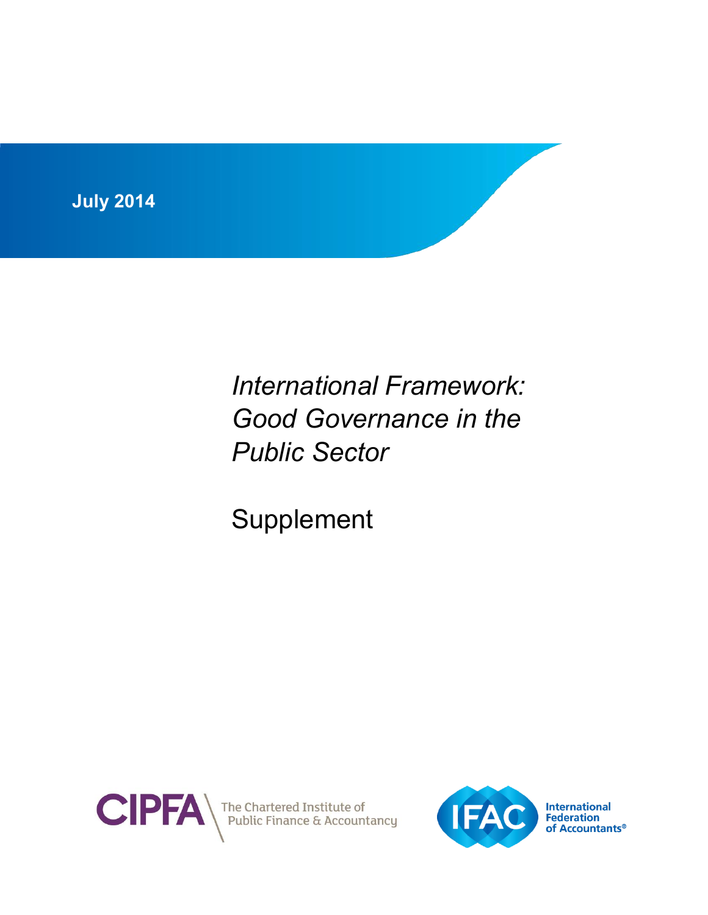**July 2014**

# *International Framework: Good Governance in the Public Sector*

## Supplement

CIPFA The Chartered Institute of Public Finance & Accountancy

IFAC International Federation of Accountants®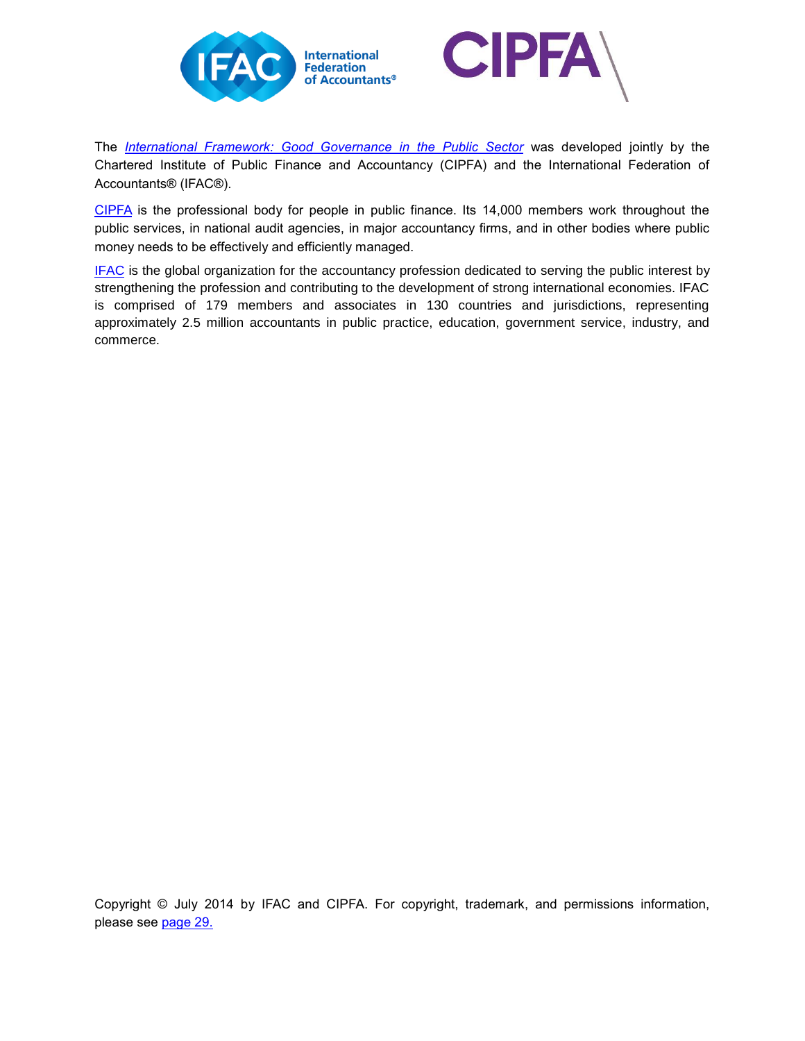The *International Framework: Good Governance in the Public Sector* was developed jointly by the Chartered Institute of Public Finance and Accountancy (CIPFA) and the International Federation of Accountants® (IFAC®).

CIPFA is the professional body for people in public finance. Its 14,000 members work throughout the public services, in national audit agencies, in major accountancy firms, and in other bodies where public money needs to be effectively and efficiently managed.

IFAC is the global organization for the accountancy profession dedicated to serving the public interest by strengthening the profession and contributing to the development of strong international economies. IFAC is comprised of 179 members and associates in 130 countries and jurisdictions, representing approximately 2.5 million accountants in public practice, education, government service, industry, and commerce.

Copyright © July 2014 by IFAC and CIPFA. For copyright, trademark, and permissions information, please see page 29.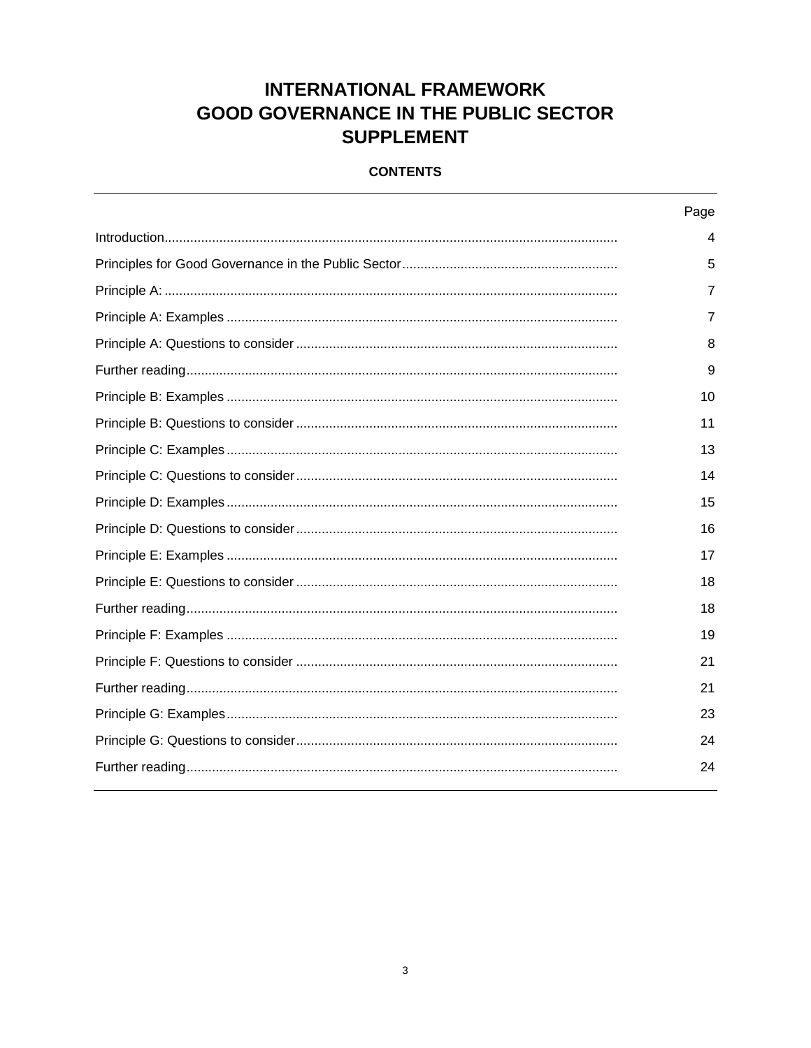# INTERNATIONAL FRAMEWORK GOOD GOVERNANCE IN THE PUBLIC SECTOR SUPPLEMENT

## CONTENTS

| | Page |
|---|---|
| Introduction | 4 |
| Principles for Good Governance in the Public Sector | 5 |
| Principle A: | 7 |
| Principle A: Examples | 7 |
| Principle A: Questions to consider | 8 |
| Further reading | 9 |
| Principle B: Examples | 10 |
| Principle B: Questions to consider | 11 |
| Principle C: Examples | 13 |
| Principle C: Questions to consider | 14 |
| Principle D: Examples | 15 |
| Principle D: Questions to consider | 16 |
| Principle E: Examples | 17 |
| Principle E: Questions to consider | 18 |
| Further reading | 18 |
| Principle F: Examples | 19 |
| Principle F: Questions to consider | 21 |
| Further reading | 21 |
| Principle G: Examples | 23 |
| Principle G: Questions to consider | 24 |
| Further reading | 24 |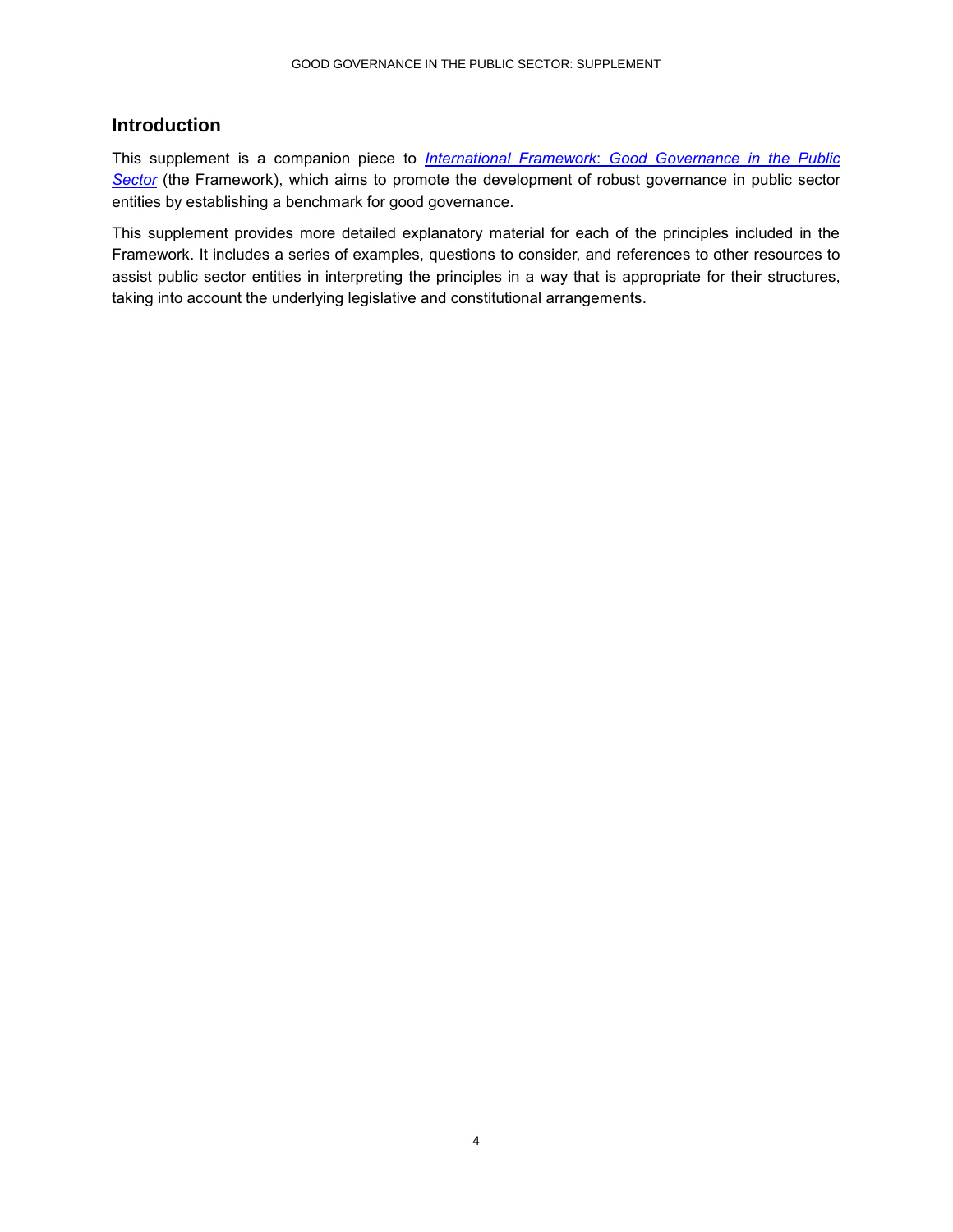## Introduction

This supplement is a companion piece to *International Framework: Good Governance in the Public Sector* (the Framework), which aims to promote the development of robust governance in public sector entities by establishing a benchmark for good governance.

This supplement provides more detailed explanatory material for each of the principles included in the Framework. It includes a series of examples, questions to consider, and references to other resources to assist public sector entities in interpreting the principles in a way that is appropriate for their structures, taking into account the underlying legislative and constitutional arrangements.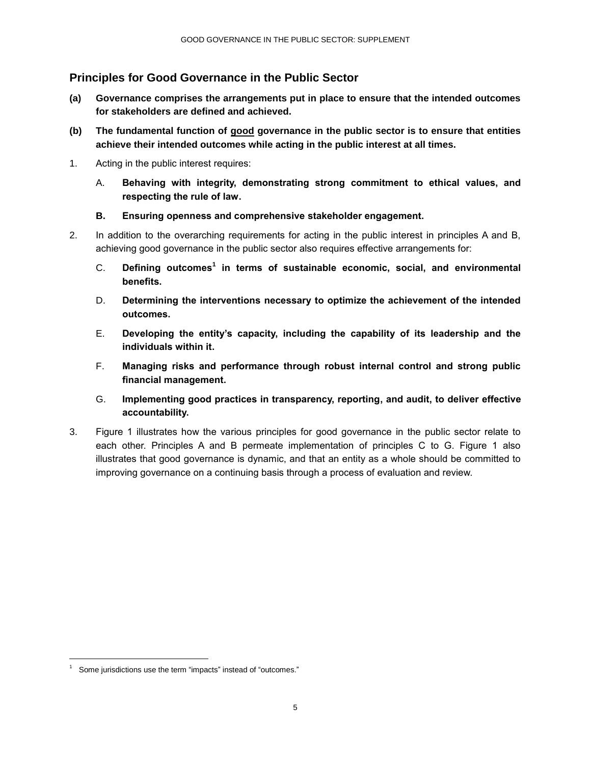## Principles for Good Governance in the Public Sector

**(a) Governance comprises the arrangements put in place to ensure that the intended outcomes for stakeholders are defined and achieved.**

**(b) The fundamental function of good governance in the public sector is to ensure that entities achieve their intended outcomes while acting in the public interest at all times.**

1. Acting in the public interest requires:

   A. **Behaving with integrity, demonstrating strong commitment to ethical values, and respecting the rule of law.**

   **B. Ensuring openness and comprehensive stakeholder engagement.**

2. In addition to the overarching requirements for acting in the public interest in principles A and B, achieving good governance in the public sector also requires effective arrangements for:

   C. **Defining outcomes[1] in terms of sustainable economic, social, and environmental benefits.**

   D. **Determining the interventions necessary to optimize the achievement of the intended outcomes.**

   E. **Developing the entity's capacity, including the capability of its leadership and the individuals within it.**

   F. **Managing risks and performance through robust internal control and strong public financial management.**

   G. **Implementing good practices in transparency, reporting, and audit, to deliver effective accountability.**

3. Figure 1 illustrates how the various principles for good governance in the public sector relate to each other. Principles A and B permeate implementation of principles C to G. Figure 1 also illustrates that good governance is dynamic, and that an entity as a whole should be committed to improving governance on a continuing basis through a process of evaluation and review.

---

[1] Some jurisdictions use the term "impacts" instead of "outcomes."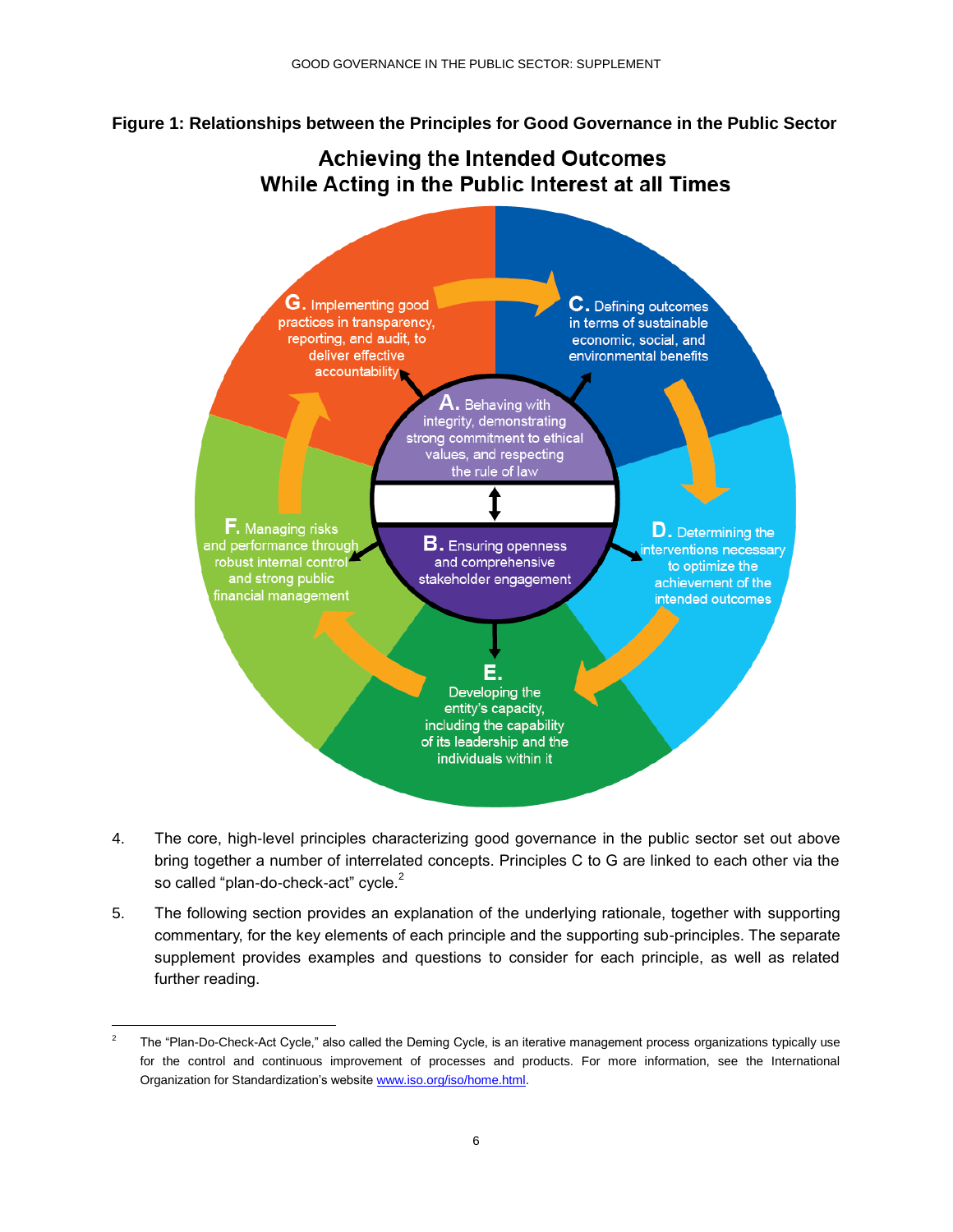**Figure 1: Relationships between the Principles for Good Governance in the Public Sector**

**Achieving the Intended Outcomes While Acting in the Public Interest at all Times**

**A.** Behaving with integrity, demonstrating strong commitment to ethical values, and respecting the rule of law

**B.** Ensuring openness and comprehensive stakeholder engagement

**C.** Defining outcomes in terms of sustainable economic, social, and environmental benefits

**D.** Determining the interventions necessary to optimize the achievement of the intended outcomes

**E.** Developing the entity's capacity, including the capability of its leadership and the individuals within it

**F.** Managing risks and performance through robust internal control and strong public financial management

**G.** Implementing good practices in transparency, reporting, and audit, to deliver effective accountability

4. The core, high-level principles characterizing good governance in the public sector set out above bring together a number of interrelated concepts. Principles C to G are linked to each other via the so called "plan-do-check-act" cycle.[2]

5. The following section provides an explanation of the underlying rationale, together with supporting commentary, for the key elements of each principle and the supporting sub-principles. The separate supplement provides examples and questions to consider for each principle, as well as related further reading.

[2] The "Plan-Do-Check-Act Cycle," also called the Deming Cycle, is an iterative management process organizations typically use for the control and continuous improvement of processes and products. For more information, see the International Organization for Standardization's website www.iso.org/iso/home.html.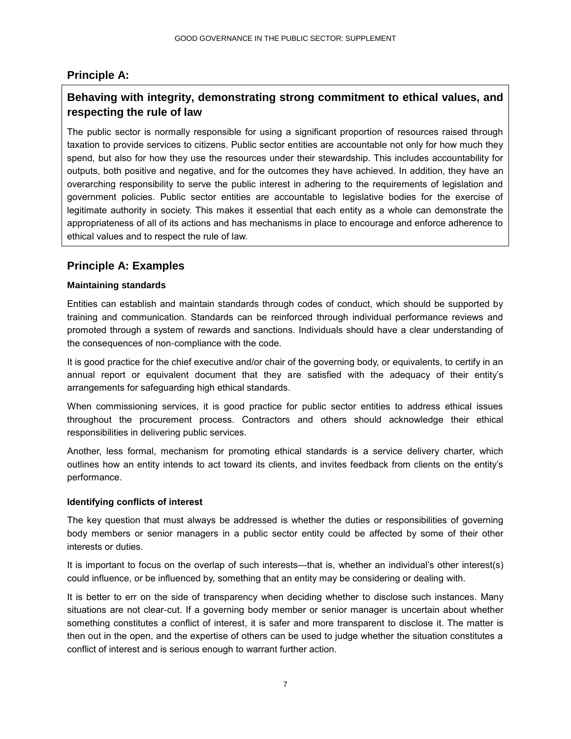## Principle A:

### Behaving with integrity, demonstrating strong commitment to ethical values, and respecting the rule of law

The public sector is normally responsible for using a significant proportion of resources raised through taxation to provide services to citizens. Public sector entities are accountable not only for how much they spend, but also for how they use the resources under their stewardship. This includes accountability for outputs, both positive and negative, and for the outcomes they have achieved. In addition, they have an overarching responsibility to serve the public interest in adhering to the requirements of legislation and government policies. Public sector entities are accountable to legislative bodies for the exercise of legitimate authority in society. This makes it essential that each entity as a whole can demonstrate the appropriateness of all of its actions and has mechanisms in place to encourage and enforce adherence to ethical values and to respect the rule of law.

## Principle A: Examples

**Maintaining standards**

Entities can establish and maintain standards through codes of conduct, which should be supported by training and communication. Standards can be reinforced through individual performance reviews and promoted through a system of rewards and sanctions. Individuals should have a clear understanding of the consequences of non-compliance with the code.

It is good practice for the chief executive and/or chair of the governing body, or equivalents, to certify in an annual report or equivalent document that they are satisfied with the adequacy of their entity's arrangements for safeguarding high ethical standards.

When commissioning services, it is good practice for public sector entities to address ethical issues throughout the procurement process. Contractors and others should acknowledge their ethical responsibilities in delivering public services.

Another, less formal, mechanism for promoting ethical standards is a service delivery charter, which outlines how an entity intends to act toward its clients, and invites feedback from clients on the entity's performance.

**Identifying conflicts of interest**

The key question that must always be addressed is whether the duties or responsibilities of governing body members or senior managers in a public sector entity could be affected by some of their other interests or duties.

It is important to focus on the overlap of such interests—that is, whether an individual's other interest(s) could influence, or be influenced by, something that an entity may be considering or dealing with.

It is better to err on the side of transparency when deciding whether to disclose such instances. Many situations are not clear-cut. If a governing body member or senior manager is uncertain about whether something constitutes a conflict of interest, it is safer and more transparent to disclose it. The matter is then out in the open, and the expertise of others can be used to judge whether the situation constitutes a conflict of interest and is serious enough to warrant further action.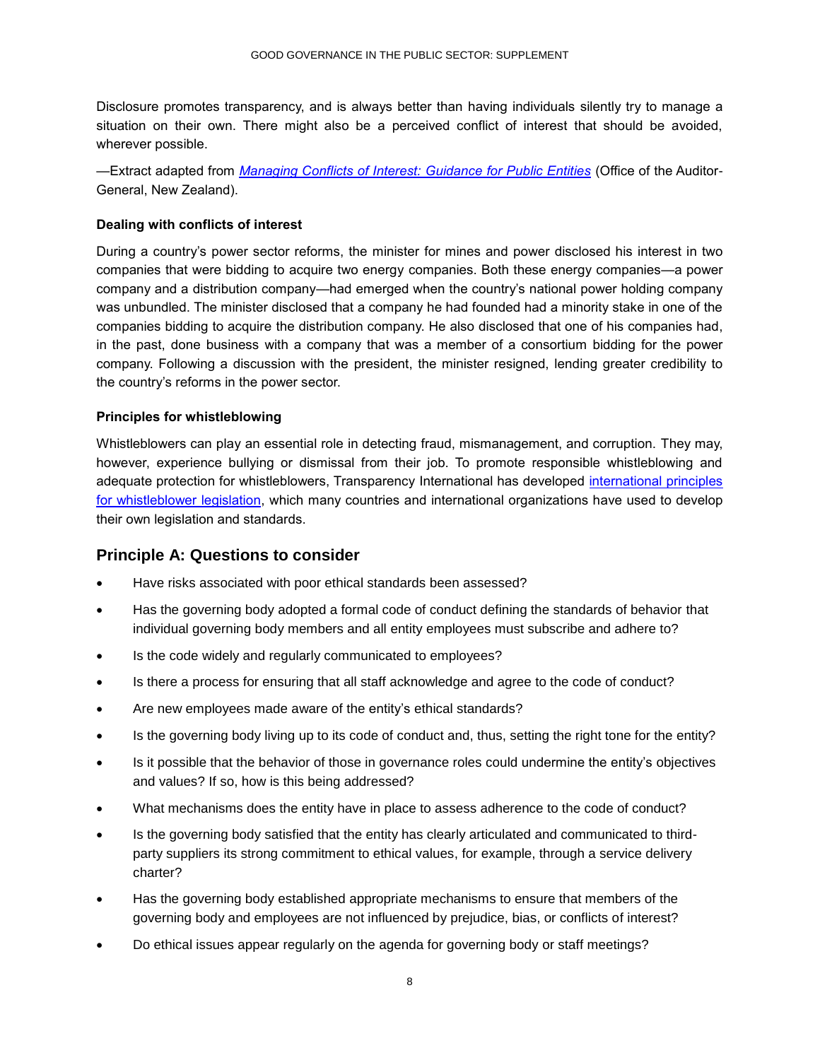Disclosure promotes transparency, and is always better than having individuals silently try to manage a situation on their own. There might also be a perceived conflict of interest that should be avoided, wherever possible.

—Extract adapted from *Managing Conflicts of Interest: Guidance for Public Entities* (Office of the Auditor-General, New Zealand).

**Dealing with conflicts of interest**

During a country's power sector reforms, the minister for mines and power disclosed his interest in two companies that were bidding to acquire two energy companies. Both these energy companies—a power company and a distribution company—had emerged when the country's national power holding company was unbundled. The minister disclosed that a company he had founded had a minority stake in one of the companies bidding to acquire the distribution company. He also disclosed that one of his companies had, in the past, done business with a company that was a member of a consortium bidding for the power company. Following a discussion with the president, the minister resigned, lending greater credibility to the country's reforms in the power sector.

**Principles for whistleblowing**

Whistleblowers can play an essential role in detecting fraud, mismanagement, and corruption. They may, however, experience bullying or dismissal from their job. To promote responsible whistleblowing and adequate protection for whistleblowers, Transparency International has developed international principles for whistleblower legislation, which many countries and international organizations have used to develop their own legislation and standards.

## Principle A: Questions to consider

- Have risks associated with poor ethical standards been assessed?
- Has the governing body adopted a formal code of conduct defining the standards of behavior that individual governing body members and all entity employees must subscribe and adhere to?
- Is the code widely and regularly communicated to employees?
- Is there a process for ensuring that all staff acknowledge and agree to the code of conduct?
- Are new employees made aware of the entity's ethical standards?
- Is the governing body living up to its code of conduct and, thus, setting the right tone for the entity?
- Is it possible that the behavior of those in governance roles could undermine the entity's objectives and values? If so, how is this being addressed?
- What mechanisms does the entity have in place to assess adherence to the code of conduct?
- Is the governing body satisfied that the entity has clearly articulated and communicated to third-party suppliers its strong commitment to ethical values, for example, through a service delivery charter?
- Has the governing body established appropriate mechanisms to ensure that members of the governing body and employees are not influenced by prejudice, bias, or conflicts of interest?
- Do ethical issues appear regularly on the agenda for governing body or staff meetings?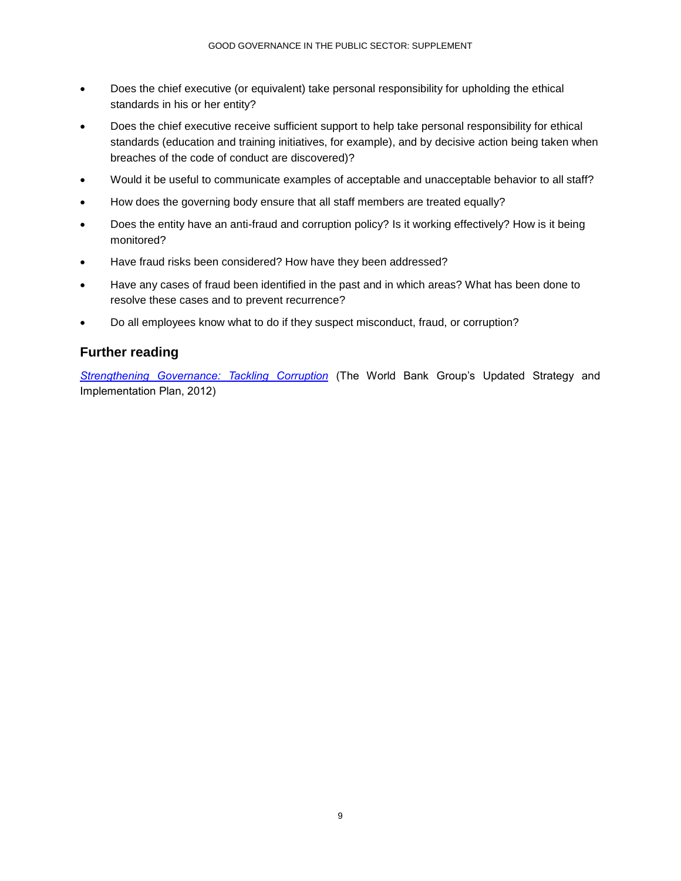- Does the chief executive (or equivalent) take personal responsibility for upholding the ethical standards in his or her entity?
- Does the chief executive receive sufficient support to help take personal responsibility for ethical standards (education and training initiatives, for example), and by decisive action being taken when breaches of the code of conduct are discovered)?
- Would it be useful to communicate examples of acceptable and unacceptable behavior to all staff?
- How does the governing body ensure that all staff members are treated equally?
- Does the entity have an anti-fraud and corruption policy? Is it working effectively? How is it being monitored?
- Have fraud risks been considered? How have they been addressed?
- Have any cases of fraud been identified in the past and in which areas? What has been done to resolve these cases and to prevent recurrence?
- Do all employees know what to do if they suspect misconduct, fraud, or corruption?

## Further reading

*Strengthening Governance: Tackling Corruption* (The World Bank Group's Updated Strategy and Implementation Plan, 2012)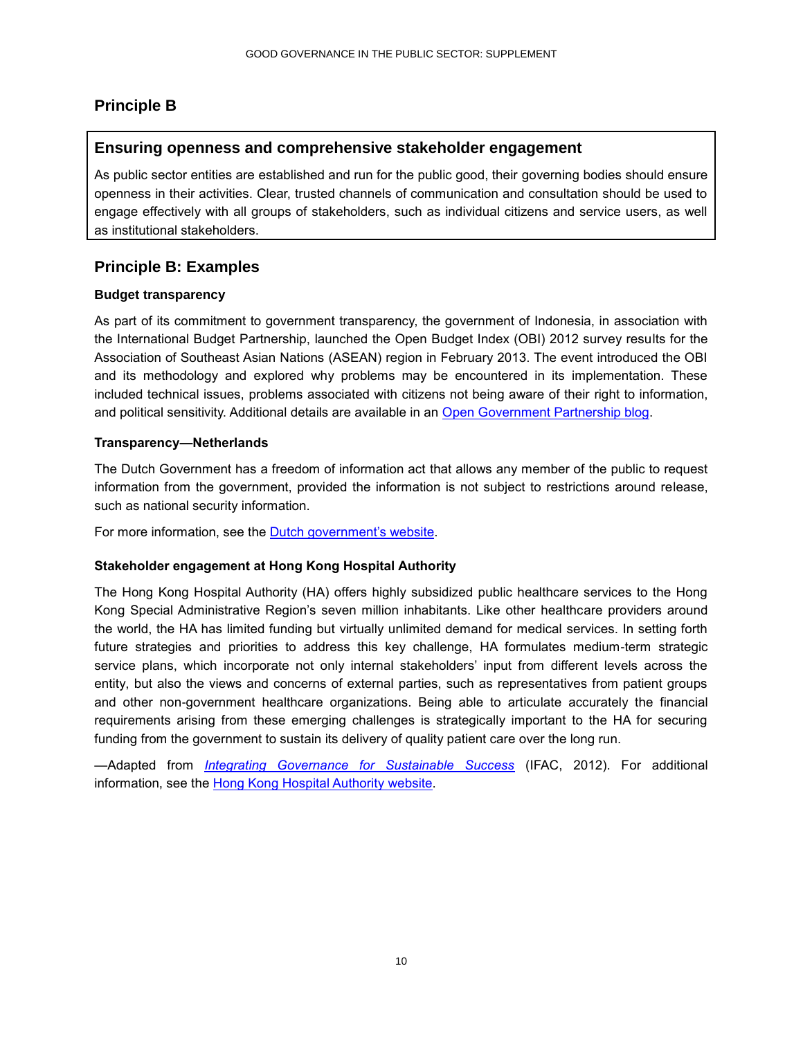## Principle B

### Ensuring openness and comprehensive stakeholder engagement

As public sector entities are established and run for the public good, their governing bodies should ensure openness in their activities. Clear, trusted channels of communication and consultation should be used to engage effectively with all groups of stakeholders, such as individual citizens and service users, as well as institutional stakeholders.

## Principle B: Examples

**Budget transparency**

As part of its commitment to government transparency, the government of Indonesia, in association with the International Budget Partnership, launched the Open Budget Index (OBI) 2012 survey results for the Association of Southeast Asian Nations (ASEAN) region in February 2013. The event introduced the OBI and its methodology and explored why problems may be encountered in its implementation. These included technical issues, problems associated with citizens not being aware of their right to information, and political sensitivity. Additional details are available in an Open Government Partnership blog.

**Transparency—Netherlands**

The Dutch Government has a freedom of information act that allows any member of the public to request information from the government, provided the information is not subject to restrictions around release, such as national security information.

For more information, see the Dutch government's website.

**Stakeholder engagement at Hong Kong Hospital Authority**

The Hong Kong Hospital Authority (HA) offers highly subsidized public healthcare services to the Hong Kong Special Administrative Region's seven million inhabitants. Like other healthcare providers around the world, the HA has limited funding but virtually unlimited demand for medical services. In setting forth future strategies and priorities to address this key challenge, HA formulates medium-term strategic service plans, which incorporate not only internal stakeholders' input from different levels across the entity, but also the views and concerns of external parties, such as representatives from patient groups and other non-government healthcare organizations. Being able to articulate accurately the financial requirements arising from these emerging challenges is strategically important to the HA for securing funding from the government to sustain its delivery of quality patient care over the long run.

—Adapted from *Integrating Governance for Sustainable Success* (IFAC, 2012). For additional information, see the Hong Kong Hospital Authority website.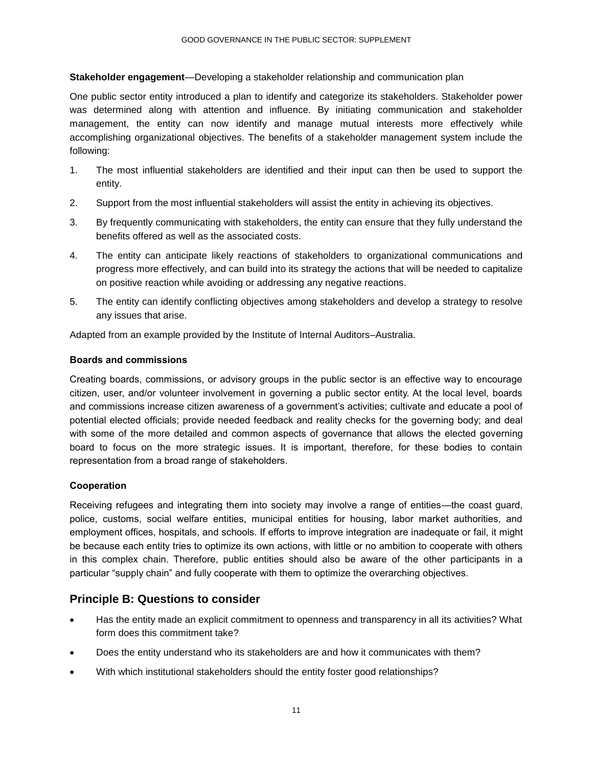**Stakeholder engagement**—Developing a stakeholder relationship and communication plan

One public sector entity introduced a plan to identify and categorize its stakeholders. Stakeholder power was determined along with attention and influence. By initiating communication and stakeholder management, the entity can now identify and manage mutual interests more effectively while accomplishing organizational objectives. The benefits of a stakeholder management system include the following:

1. The most influential stakeholders are identified and their input can then be used to support the entity.
2. Support from the most influential stakeholders will assist the entity in achieving its objectives.
3. By frequently communicating with stakeholders, the entity can ensure that they fully understand the benefits offered as well as the associated costs.
4. The entity can anticipate likely reactions of stakeholders to organizational communications and progress more effectively, and can build into its strategy the actions that will be needed to capitalize on positive reaction while avoiding or addressing any negative reactions.
5. The entity can identify conflicting objectives among stakeholders and develop a strategy to resolve any issues that arise.

Adapted from an example provided by the Institute of Internal Auditors–Australia.

#### Boards and commissions

Creating boards, commissions, or advisory groups in the public sector is an effective way to encourage citizen, user, and/or volunteer involvement in governing a public sector entity. At the local level, boards and commissions increase citizen awareness of a government's activities; cultivate and educate a pool of potential elected officials; provide needed feedback and reality checks for the governing body; and deal with some of the more detailed and common aspects of governance that allows the elected governing board to focus on the more strategic issues. It is important, therefore, for these bodies to contain representation from a broad range of stakeholders.

#### Cooperation

Receiving refugees and integrating them into society may involve a range of entities—the coast guard, police, customs, social welfare entities, municipal entities for housing, labor market authorities, and employment offices, hospitals, and schools. If efforts to improve integration are inadequate or fail, it might be because each entity tries to optimize its own actions, with little or no ambition to cooperate with others in this complex chain. Therefore, public entities should also be aware of the other participants in a particular "supply chain" and fully cooperate with them to optimize the overarching objectives.

## Principle B: Questions to consider

- Has the entity made an explicit commitment to openness and transparency in all its activities? What form does this commitment take?
- Does the entity understand who its stakeholders are and how it communicates with them?
- With which institutional stakeholders should the entity foster good relationships?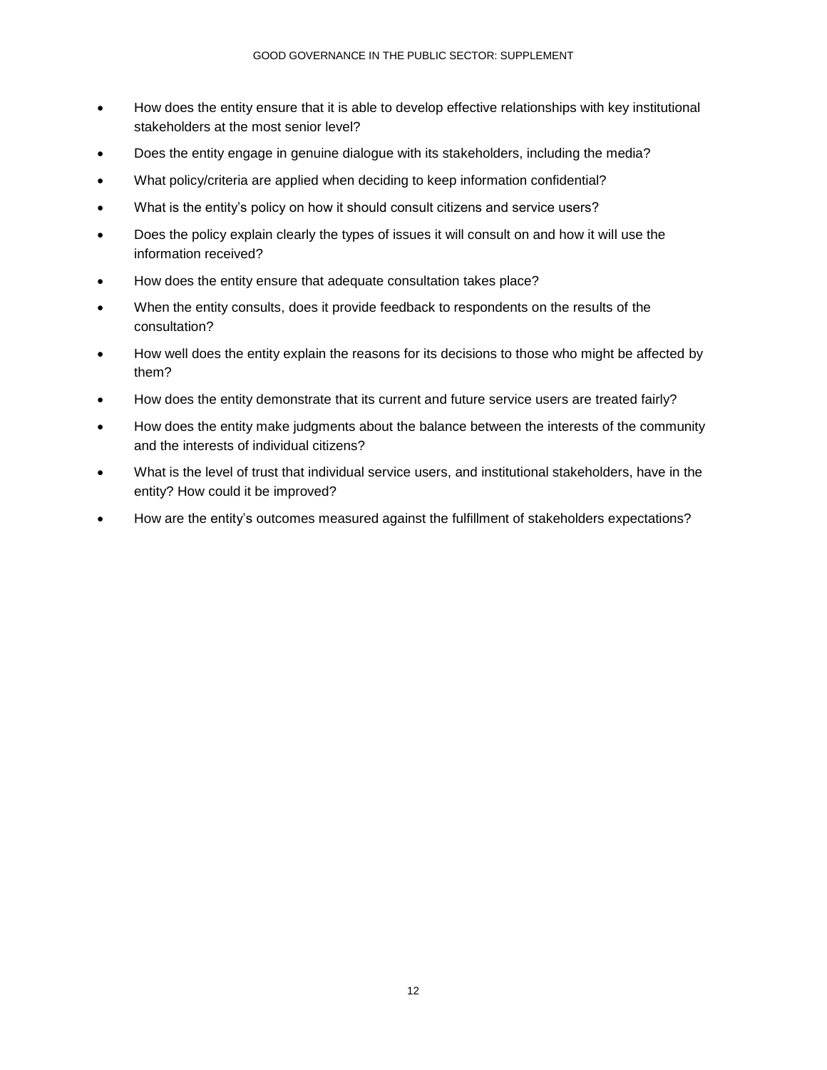- How does the entity ensure that it is able to develop effective relationships with key institutional stakeholders at the most senior level?
- Does the entity engage in genuine dialogue with its stakeholders, including the media?
- What policy/criteria are applied when deciding to keep information confidential?
- What is the entity's policy on how it should consult citizens and service users?
- Does the policy explain clearly the types of issues it will consult on and how it will use the information received?
- How does the entity ensure that adequate consultation takes place?
- When the entity consults, does it provide feedback to respondents on the results of the consultation?
- How well does the entity explain the reasons for its decisions to those who might be affected by them?
- How does the entity demonstrate that its current and future service users are treated fairly?
- How does the entity make judgments about the balance between the interests of the community and the interests of individual citizens?
- What is the level of trust that individual service users, and institutional stakeholders, have in the entity? How could it be improved?
- How are the entity's outcomes measured against the fulfillment of stakeholders expectations?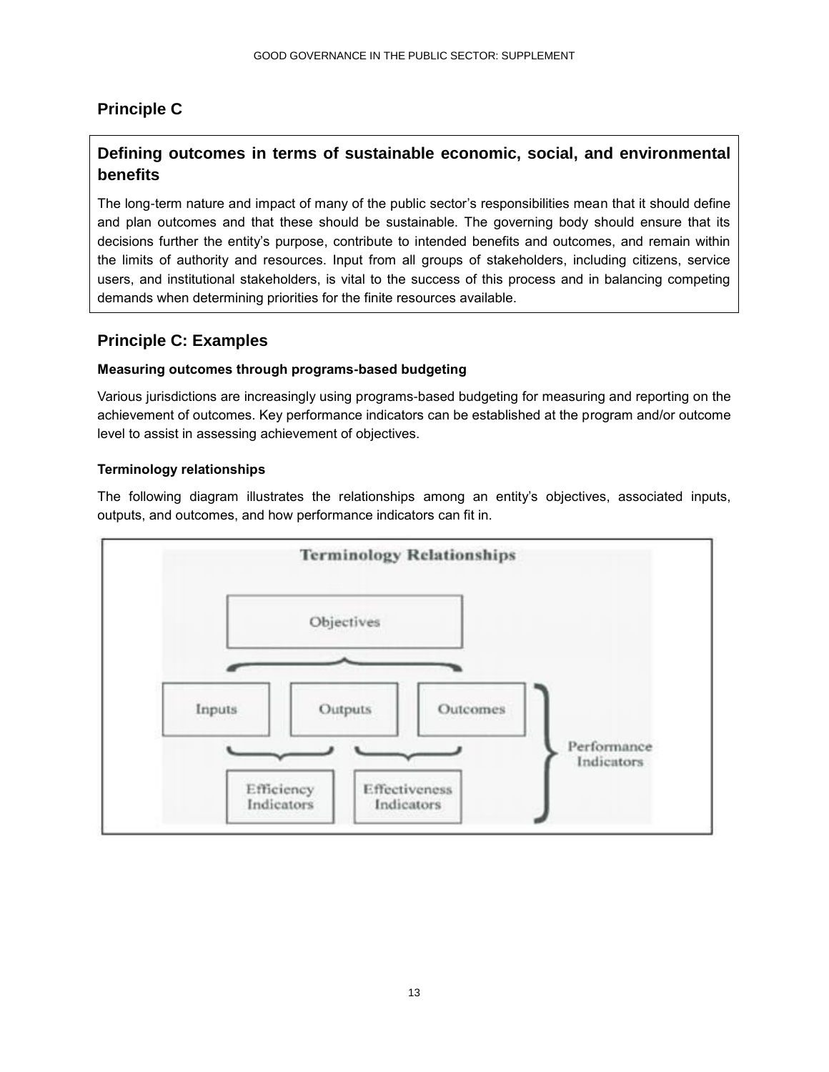## Principle C

### Defining outcomes in terms of sustainable economic, social, and environmental benefits

The long-term nature and impact of many of the public sector's responsibilities mean that it should define and plan outcomes and that these should be sustainable. The governing body should ensure that its decisions further the entity's purpose, contribute to intended benefits and outcomes, and remain within the limits of authority and resources. Input from all groups of stakeholders, including citizens, service users, and institutional stakeholders, is vital to the success of this process and in balancing competing demands when determining priorities for the finite resources available.

## Principle C: Examples

**Measuring outcomes through programs-based budgeting**

Various jurisdictions are increasingly using programs-based budgeting for measuring and reporting on the achievement of outcomes. Key performance indicators can be established at the program and/or outcome level to assist in assessing achievement of objectives.

**Terminology relationships**

The following diagram illustrates the relationships among an entity's objectives, associated inputs, outputs, and outcomes, and how performance indicators can fit in.

**Terminology Relationships**

Objectives

Inputs | Outputs | Outcomes

Efficiency Indicators | Effectiveness Indicators

Performance Indicators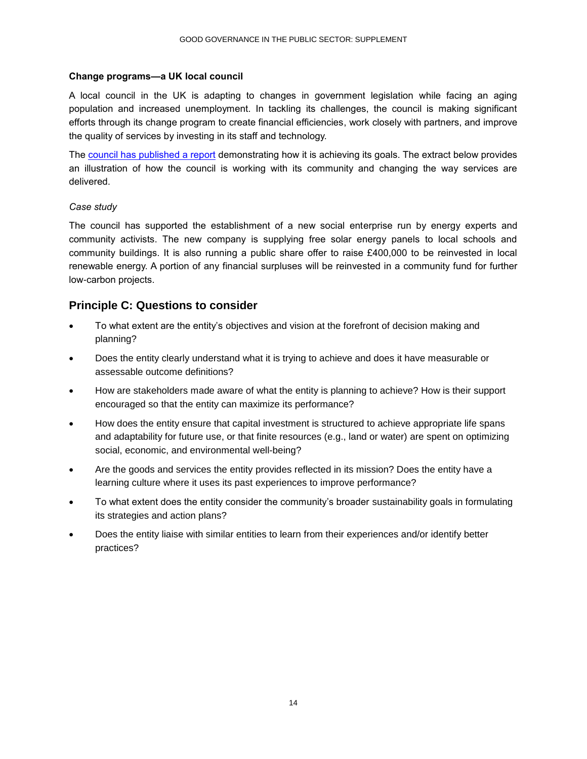**Change programs—a UK local council**

A local council in the UK is adapting to changes in government legislation while facing an aging population and increased unemployment. In tackling its challenges, the council is making significant efforts through its change program to create financial efficiencies, work closely with partners, and improve the quality of services by investing in its staff and technology.

The [council has published a report](#) demonstrating how it is achieving its goals. The extract below provides an illustration of how the council is working with its community and changing the way services are delivered.

*Case study*

The council has supported the establishment of a new social enterprise run by energy experts and community activists. The new company is supplying free solar energy panels to local schools and community buildings. It is also running a public share offer to raise £400,000 to be reinvested in local renewable energy. A portion of any financial surpluses will be reinvested in a community fund for further low-carbon projects.

## Principle C: Questions to consider

- To what extent are the entity's objectives and vision at the forefront of decision making and planning?
- Does the entity clearly understand what it is trying to achieve and does it have measurable or assessable outcome definitions?
- How are stakeholders made aware of what the entity is planning to achieve? How is their support encouraged so that the entity can maximize its performance?
- How does the entity ensure that capital investment is structured to achieve appropriate life spans and adaptability for future use, or that finite resources (e.g., land or water) are spent on optimizing social, economic, and environmental well-being?
- Are the goods and services the entity provides reflected in its mission? Does the entity have a learning culture where it uses its past experiences to improve performance?
- To what extent does the entity consider the community's broader sustainability goals in formulating its strategies and action plans?
- Does the entity liaise with similar entities to learn from their experiences and/or identify better practices?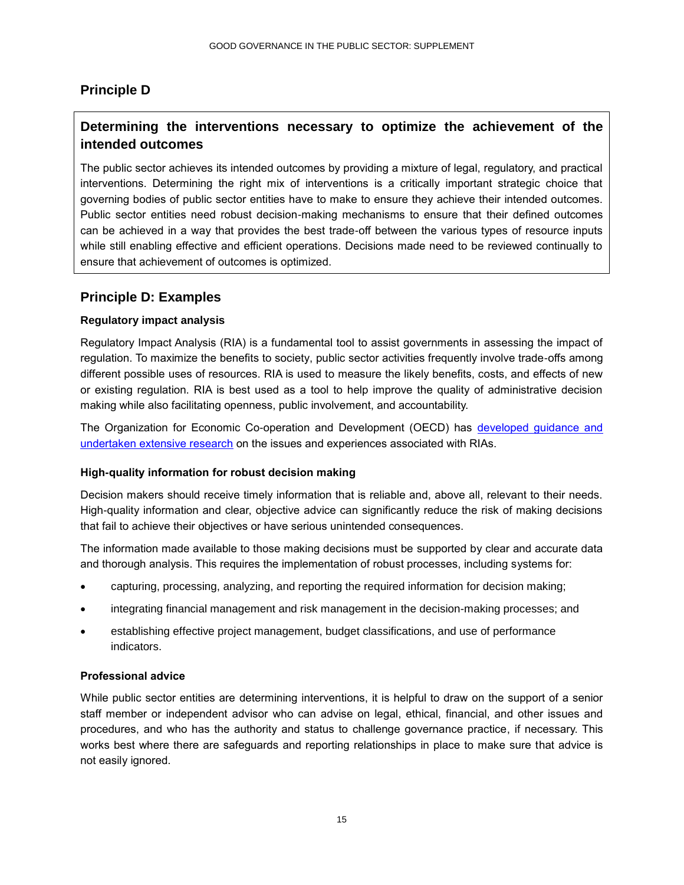## Principle D

### Determining the interventions necessary to optimize the achievement of the intended outcomes

The public sector achieves its intended outcomes by providing a mixture of legal, regulatory, and practical interventions. Determining the right mix of interventions is a critically important strategic choice that governing bodies of public sector entities have to make to ensure they achieve their intended outcomes. Public sector entities need robust decision-making mechanisms to ensure that their defined outcomes can be achieved in a way that provides the best trade-off between the various types of resource inputs while still enabling effective and efficient operations. Decisions made need to be reviewed continually to ensure that achievement of outcomes is optimized.

## Principle D: Examples

**Regulatory impact analysis**

Regulatory Impact Analysis (RIA) is a fundamental tool to assist governments in assessing the impact of regulation. To maximize the benefits to society, public sector activities frequently involve trade-offs among different possible uses of resources. RIA is used to measure the likely benefits, costs, and effects of new or existing regulation. RIA is best used as a tool to help improve the quality of administrative decision making while also facilitating openness, public involvement, and accountability.

The Organization for Economic Co-operation and Development (OECD) has developed guidance and undertaken extensive research on the issues and experiences associated with RIAs.

**High-quality information for robust decision making**

Decision makers should receive timely information that is reliable and, above all, relevant to their needs. High-quality information and clear, objective advice can significantly reduce the risk of making decisions that fail to achieve their objectives or have serious unintended consequences.

The information made available to those making decisions must be supported by clear and accurate data and thorough analysis. This requires the implementation of robust processes, including systems for:

- capturing, processing, analyzing, and reporting the required information for decision making;
- integrating financial management and risk management in the decision-making processes; and
- establishing effective project management, budget classifications, and use of performance indicators.

**Professional advice**

While public sector entities are determining interventions, it is helpful to draw on the support of a senior staff member or independent advisor who can advise on legal, ethical, financial, and other issues and procedures, and who has the authority and status to challenge governance practice, if necessary. This works best where there are safeguards and reporting relationships in place to make sure that advice is not easily ignored.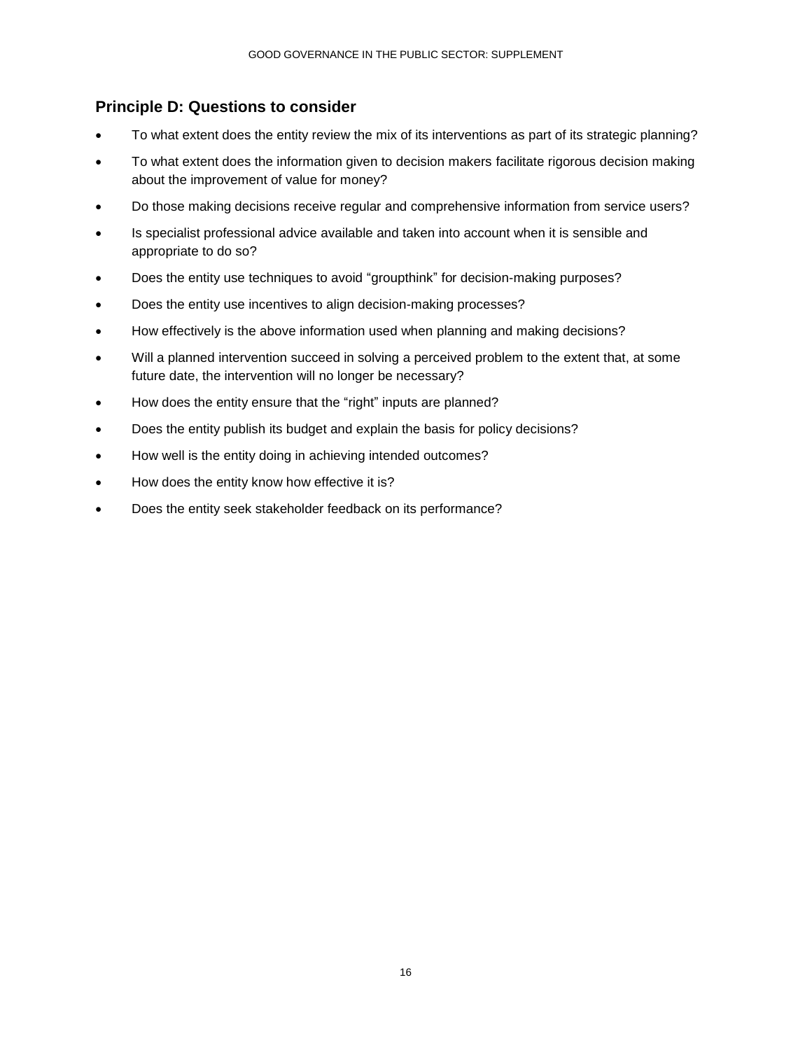## Principle D: Questions to consider

- To what extent does the entity review the mix of its interventions as part of its strategic planning?
- To what extent does the information given to decision makers facilitate rigorous decision making about the improvement of value for money?
- Do those making decisions receive regular and comprehensive information from service users?
- Is specialist professional advice available and taken into account when it is sensible and appropriate to do so?
- Does the entity use techniques to avoid "groupthink" for decision-making purposes?
- Does the entity use incentives to align decision-making processes?
- How effectively is the above information used when planning and making decisions?
- Will a planned intervention succeed in solving a perceived problem to the extent that, at some future date, the intervention will no longer be necessary?
- How does the entity ensure that the "right" inputs are planned?
- Does the entity publish its budget and explain the basis for policy decisions?
- How well is the entity doing in achieving intended outcomes?
- How does the entity know how effective it is?
- Does the entity seek stakeholder feedback on its performance?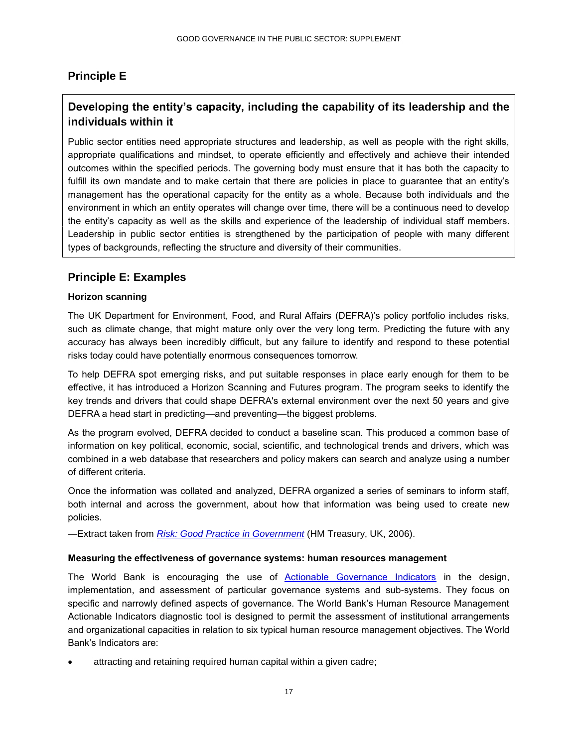## Principle E

### Developing the entity's capacity, including the capability of its leadership and the individuals within it

Public sector entities need appropriate structures and leadership, as well as people with the right skills, appropriate qualifications and mindset, to operate efficiently and effectively and achieve their intended outcomes within the specified periods. The governing body must ensure that it has both the capacity to fulfill its own mandate and to make certain that there are policies in place to guarantee that an entity's management has the operational capacity for the entity as a whole. Because both individuals and the environment in which an entity operates will change over time, there will be a continuous need to develop the entity's capacity as well as the skills and experience of the leadership of individual staff members. Leadership in public sector entities is strengthened by the participation of people with many different types of backgrounds, reflecting the structure and diversity of their communities.

## Principle E: Examples

#### Horizon scanning

The UK Department for Environment, Food, and Rural Affairs (DEFRA)'s policy portfolio includes risks, such as climate change, that might mature only over the very long term. Predicting the future with any accuracy has always been incredibly difficult, but any failure to identify and respond to these potential risks today could have potentially enormous consequences tomorrow.

To help DEFRA spot emerging risks, and put suitable responses in place early enough for them to be effective, it has introduced a Horizon Scanning and Futures program. The program seeks to identify the key trends and drivers that could shape DEFRA's external environment over the next 50 years and give DEFRA a head start in predicting—and preventing—the biggest problems.

As the program evolved, DEFRA decided to conduct a baseline scan. This produced a common base of information on key political, economic, social, scientific, and technological trends and drivers, which was combined in a web database that researchers and policy makers can search and analyze using a number of different criteria.

Once the information was collated and analyzed, DEFRA organized a series of seminars to inform staff, both internal and across the government, about how that information was being used to create new policies.

—Extract taken from *Risk: Good Practice in Government* (HM Treasury, UK, 2006).

#### Measuring the effectiveness of governance systems: human resources management

The World Bank is encouraging the use of Actionable Governance Indicators in the design, implementation, and assessment of particular governance systems and sub-systems. They focus on specific and narrowly defined aspects of governance. The World Bank's Human Resource Management Actionable Indicators diagnostic tool is designed to permit the assessment of institutional arrangements and organizational capacities in relation to six typical human resource management objectives. The World Bank's Indicators are:

- attracting and retaining required human capital within a given cadre;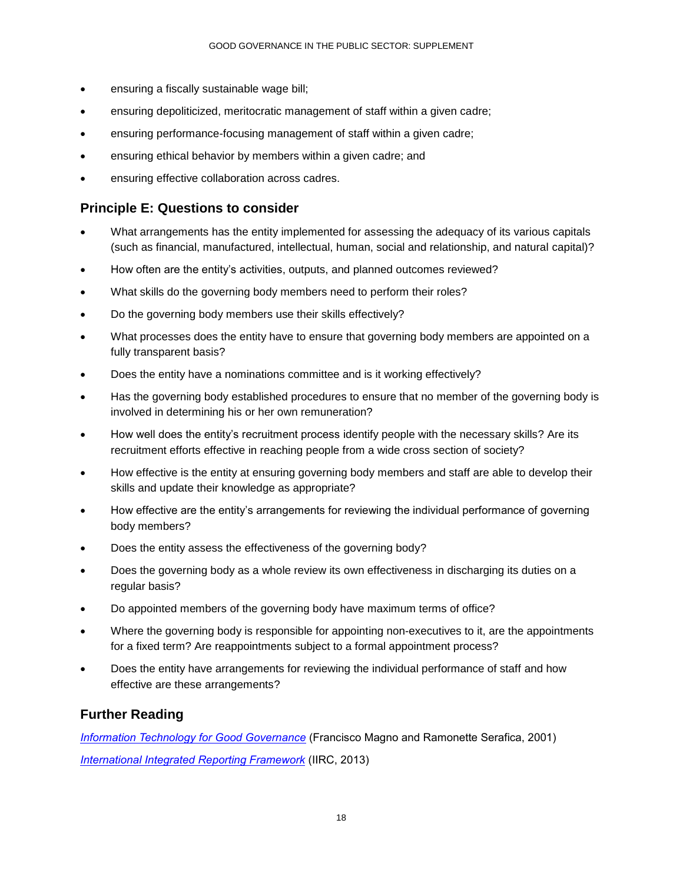- ensuring a fiscally sustainable wage bill;
- ensuring depoliticized, meritocratic management of staff within a given cadre;
- ensuring performance-focusing management of staff within a given cadre;
- ensuring ethical behavior by members within a given cadre; and
- ensuring effective collaboration across cadres.

## Principle E: Questions to consider

- What arrangements has the entity implemented for assessing the adequacy of its various capitals (such as financial, manufactured, intellectual, human, social and relationship, and natural capital)?
- How often are the entity's activities, outputs, and planned outcomes reviewed?
- What skills do the governing body members need to perform their roles?
- Do the governing body members use their skills effectively?
- What processes does the entity have to ensure that governing body members are appointed on a fully transparent basis?
- Does the entity have a nominations committee and is it working effectively?
- Has the governing body established procedures to ensure that no member of the governing body is involved in determining his or her own remuneration?
- How well does the entity's recruitment process identify people with the necessary skills? Are its recruitment efforts effective in reaching people from a wide cross section of society?
- How effective is the entity at ensuring governing body members and staff are able to develop their skills and update their knowledge as appropriate?
- How effective are the entity's arrangements for reviewing the individual performance of governing body members?
- Does the entity assess the effectiveness of the governing body?
- Does the governing body as a whole review its own effectiveness in discharging its duties on a regular basis?
- Do appointed members of the governing body have maximum terms of office?
- Where the governing body is responsible for appointing non-executives to it, are the appointments for a fixed term? Are reappointments subject to a formal appointment process?
- Does the entity have arrangements for reviewing the individual performance of staff and how effective are these arrangements?

## Further Reading

*Information Technology for Good Governance* (Francisco Magno and Ramonette Serafica, 2001)

*International Integrated Reporting Framework* (IIRC, 2013)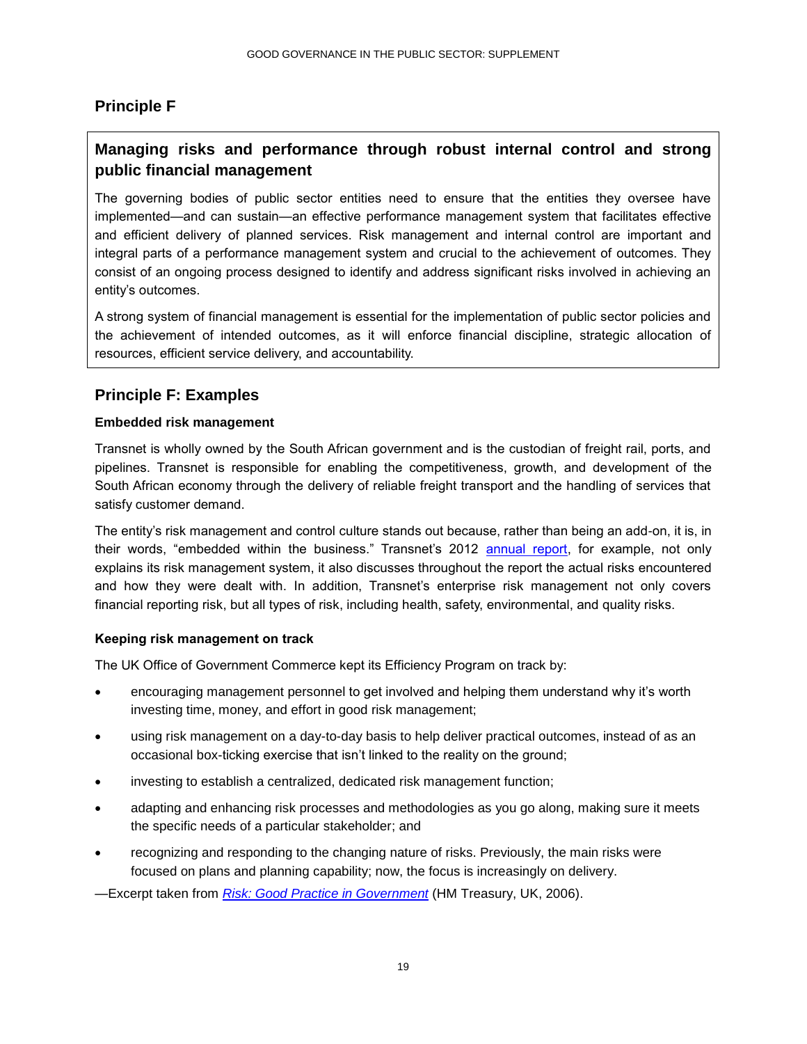## Principle F

### Managing risks and performance through robust internal control and strong public financial management

The governing bodies of public sector entities need to ensure that the entities they oversee have implemented—and can sustain—an effective performance management system that facilitates effective and efficient delivery of planned services. Risk management and internal control are important and integral parts of a performance management system and crucial to the achievement of outcomes. They consist of an ongoing process designed to identify and address significant risks involved in achieving an entity's outcomes.

A strong system of financial management is essential for the implementation of public sector policies and the achievement of intended outcomes, as it will enforce financial discipline, strategic allocation of resources, efficient service delivery, and accountability.

## Principle F: Examples

**Embedded risk management**

Transnet is wholly owned by the South African government and is the custodian of freight rail, ports, and pipelines. Transnet is responsible for enabling the competitiveness, growth, and development of the South African economy through the delivery of reliable freight transport and the handling of services that satisfy customer demand.

The entity's risk management and control culture stands out because, rather than being an add-on, it is, in their words, "embedded within the business." Transnet's 2012 annual report, for example, not only explains its risk management system, it also discusses throughout the report the actual risks encountered and how they were dealt with. In addition, Transnet's enterprise risk management not only covers financial reporting risk, but all types of risk, including health, safety, environmental, and quality risks.

**Keeping risk management on track**

The UK Office of Government Commerce kept its Efficiency Program on track by:

- encouraging management personnel to get involved and helping them understand why it's worth investing time, money, and effort in good risk management;
- using risk management on a day-to-day basis to help deliver practical outcomes, instead of as an occasional box-ticking exercise that isn't linked to the reality on the ground;
- investing to establish a centralized, dedicated risk management function;
- adapting and enhancing risk processes and methodologies as you go along, making sure it meets the specific needs of a particular stakeholder; and
- recognizing and responding to the changing nature of risks. Previously, the main risks were focused on plans and planning capability; now, the focus is increasingly on delivery.

—Excerpt taken from *Risk: Good Practice in Government* (HM Treasury, UK, 2006).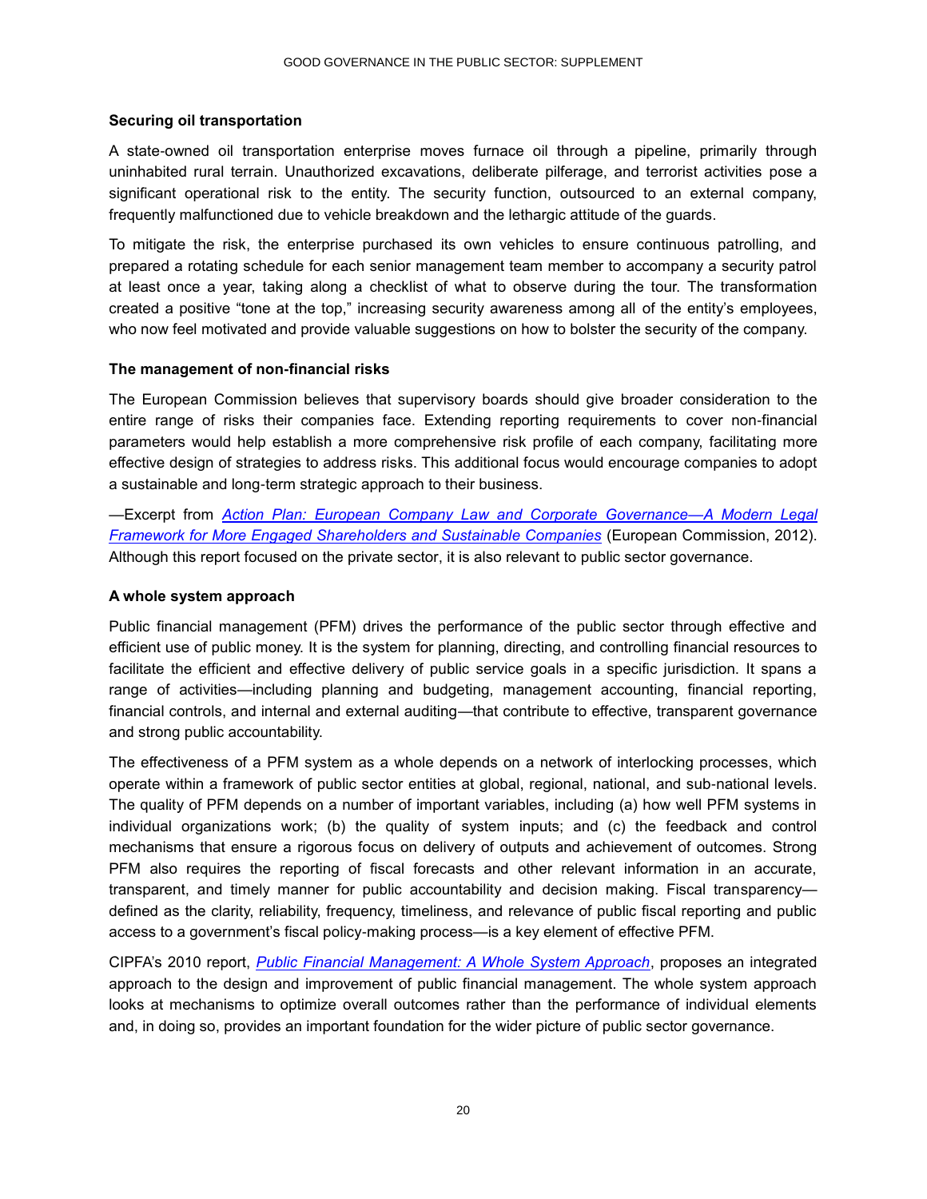**Securing oil transportation**

A state-owned oil transportation enterprise moves furnace oil through a pipeline, primarily through uninhabited rural terrain. Unauthorized excavations, deliberate pilferage, and terrorist activities pose a significant operational risk to the entity. The security function, outsourced to an external company, frequently malfunctioned due to vehicle breakdown and the lethargic attitude of the guards.

To mitigate the risk, the enterprise purchased its own vehicles to ensure continuous patrolling, and prepared a rotating schedule for each senior management team member to accompany a security patrol at least once a year, taking along a checklist of what to observe during the tour. The transformation created a positive "tone at the top," increasing security awareness among all of the entity's employees, who now feel motivated and provide valuable suggestions on how to bolster the security of the company.

**The management of non-financial risks**

The European Commission believes that supervisory boards should give broader consideration to the entire range of risks their companies face. Extending reporting requirements to cover non-financial parameters would help establish a more comprehensive risk profile of each company, facilitating more effective design of strategies to address risks. This additional focus would encourage companies to adopt a sustainable and long-term strategic approach to their business.

—Excerpt from *Action Plan: European Company Law and Corporate Governance—A Modern Legal Framework for More Engaged Shareholders and Sustainable Companies* (European Commission, 2012). Although this report focused on the private sector, it is also relevant to public sector governance.

**A whole system approach**

Public financial management (PFM) drives the performance of the public sector through effective and efficient use of public money. It is the system for planning, directing, and controlling financial resources to facilitate the efficient and effective delivery of public service goals in a specific jurisdiction. It spans a range of activities—including planning and budgeting, management accounting, financial reporting, financial controls, and internal and external auditing—that contribute to effective, transparent governance and strong public accountability.

The effectiveness of a PFM system as a whole depends on a network of interlocking processes, which operate within a framework of public sector entities at global, regional, national, and sub-national levels. The quality of PFM depends on a number of important variables, including (a) how well PFM systems in individual organizations work; (b) the quality of system inputs; and (c) the feedback and control mechanisms that ensure a rigorous focus on delivery of outputs and achievement of outcomes. Strong PFM also requires the reporting of fiscal forecasts and other relevant information in an accurate, transparent, and timely manner for public accountability and decision making. Fiscal transparency—defined as the clarity, reliability, frequency, timeliness, and relevance of public fiscal reporting and public access to a government's fiscal policy-making process—is a key element of effective PFM.

CIPFA's 2010 report, *Public Financial Management: A Whole System Approach*, proposes an integrated approach to the design and improvement of public financial management. The whole system approach looks at mechanisms to optimize overall outcomes rather than the performance of individual elements and, in doing so, provides an important foundation for the wider picture of public sector governance.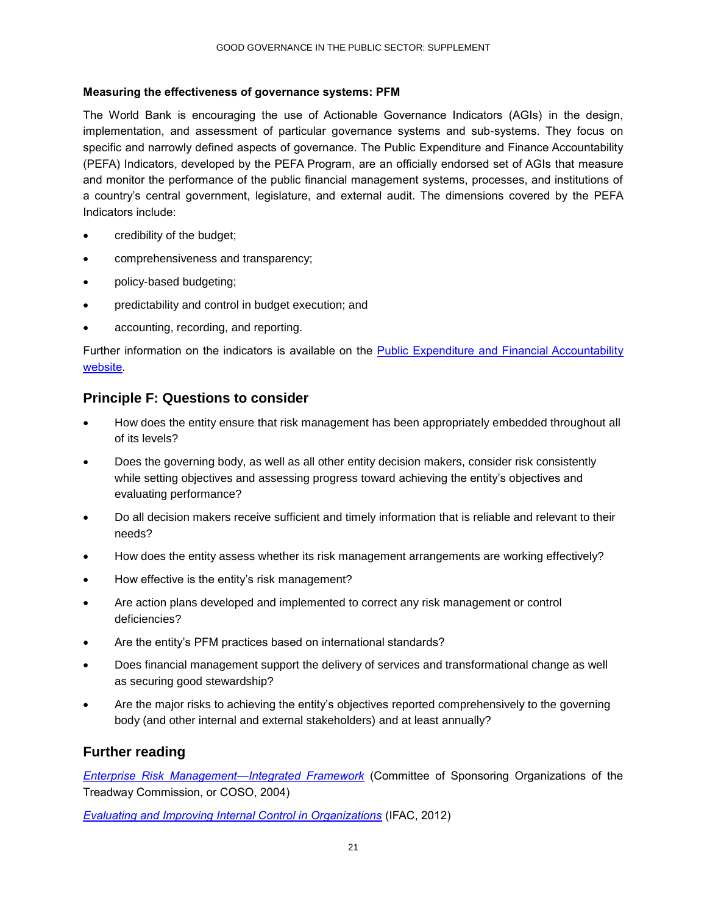**Measuring the effectiveness of governance systems: PFM**

The World Bank is encouraging the use of Actionable Governance Indicators (AGIs) in the design, implementation, and assessment of particular governance systems and sub-systems. They focus on specific and narrowly defined aspects of governance. The Public Expenditure and Finance Accountability (PEFA) Indicators, developed by the PEFA Program, are an officially endorsed set of AGIs that measure and monitor the performance of the public financial management systems, processes, and institutions of a country's central government, legislature, and external audit. The dimensions covered by the PEFA Indicators include:

- credibility of the budget;
- comprehensiveness and transparency;
- policy-based budgeting;
- predictability and control in budget execution; and
- accounting, recording, and reporting.

Further information on the indicators is available on the Public Expenditure and Financial Accountability website.

## Principle F: Questions to consider

- How does the entity ensure that risk management has been appropriately embedded throughout all of its levels?
- Does the governing body, as well as all other entity decision makers, consider risk consistently while setting objectives and assessing progress toward achieving the entity's objectives and evaluating performance?
- Do all decision makers receive sufficient and timely information that is reliable and relevant to their needs?
- How does the entity assess whether its risk management arrangements are working effectively?
- How effective is the entity's risk management?
- Are action plans developed and implemented to correct any risk management or control deficiencies?
- Are the entity's PFM practices based on international standards?
- Does financial management support the delivery of services and transformational change as well as securing good stewardship?
- Are the major risks to achieving the entity's objectives reported comprehensively to the governing body (and other internal and external stakeholders) and at least annually?

## Further reading

*Enterprise Risk Management—Integrated Framework* (Committee of Sponsoring Organizations of the Treadway Commission, or COSO, 2004)

*Evaluating and Improving Internal Control in Organizations* (IFAC, 2012)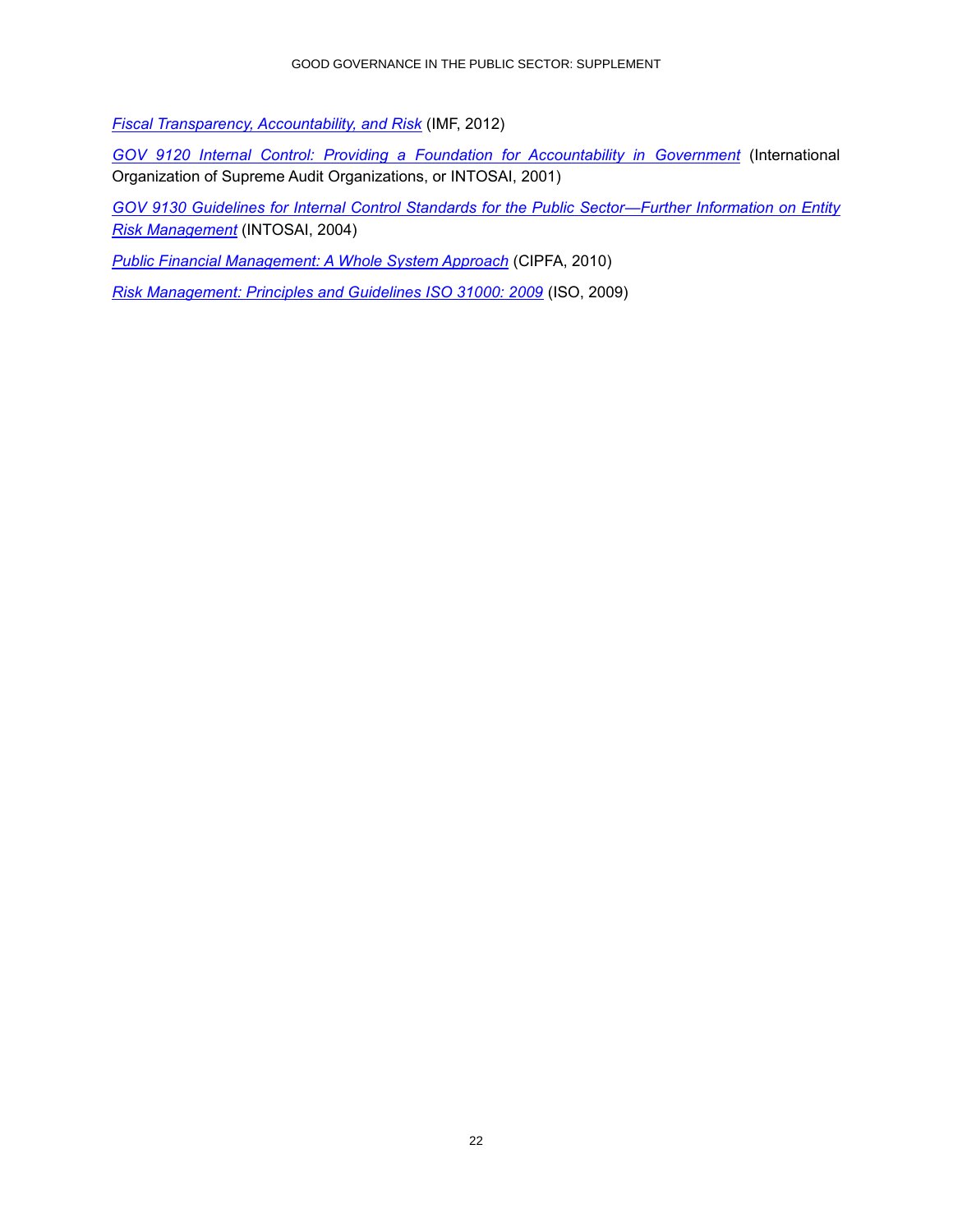*Fiscal Transparency, Accountability, and Risk* (IMF, 2012)

*GOV 9120 Internal Control: Providing a Foundation for Accountability in Government* (International Organization of Supreme Audit Organizations, or INTOSAI, 2001)

*GOV 9130 Guidelines for Internal Control Standards for the Public Sector—Further Information on Entity Risk Management* (INTOSAI, 2004)

*Public Financial Management: A Whole System Approach* (CIPFA, 2010)

*Risk Management: Principles and Guidelines ISO 31000: 2009* (ISO, 2009)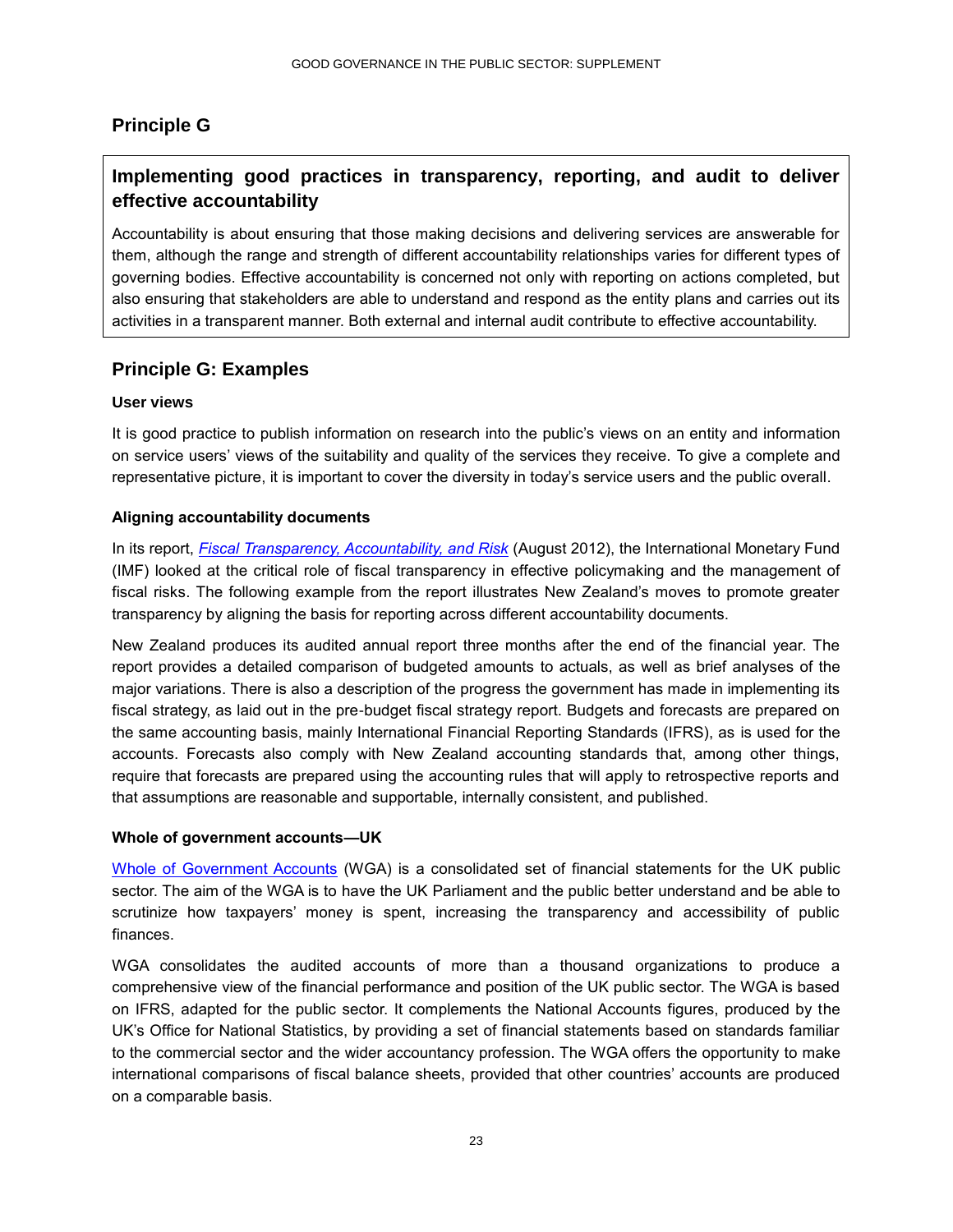## Principle G

### Implementing good practices in transparency, reporting, and audit to deliver effective accountability

Accountability is about ensuring that those making decisions and delivering services are answerable for them, although the range and strength of different accountability relationships varies for different types of governing bodies. Effective accountability is concerned not only with reporting on actions completed, but also ensuring that stakeholders are able to understand and respond as the entity plans and carries out its activities in a transparent manner. Both external and internal audit contribute to effective accountability.

## Principle G: Examples

#### User views

It is good practice to publish information on research into the public's views on an entity and information on service users' views of the suitability and quality of the services they receive. To give a complete and representative picture, it is important to cover the diversity in today's service users and the public overall.

#### Aligning accountability documents

In its report, *Fiscal Transparency, Accountability, and Risk* (August 2012), the International Monetary Fund (IMF) looked at the critical role of fiscal transparency in effective policymaking and the management of fiscal risks. The following example from the report illustrates New Zealand's moves to promote greater transparency by aligning the basis for reporting across different accountability documents.

New Zealand produces its audited annual report three months after the end of the financial year. The report provides a detailed comparison of budgeted amounts to actuals, as well as brief analyses of the major variations. There is also a description of the progress the government has made in implementing its fiscal strategy, as laid out in the pre-budget fiscal strategy report. Budgets and forecasts are prepared on the same accounting basis, mainly International Financial Reporting Standards (IFRS), as is used for the accounts. Forecasts also comply with New Zealand accounting standards that, among other things, require that forecasts are prepared using the accounting rules that will apply to retrospective reports and that assumptions are reasonable and supportable, internally consistent, and published.

#### Whole of government accounts—UK

Whole of Government Accounts (WGA) is a consolidated set of financial statements for the UK public sector. The aim of the WGA is to have the UK Parliament and the public better understand and be able to scrutinize how taxpayers' money is spent, increasing the transparency and accessibility of public finances.

WGA consolidates the audited accounts of more than a thousand organizations to produce a comprehensive view of the financial performance and position of the UK public sector. The WGA is based on IFRS, adapted for the public sector. It complements the National Accounts figures, produced by the UK's Office for National Statistics, by providing a set of financial statements based on standards familiar to the commercial sector and the wider accountancy profession. The WGA offers the opportunity to make international comparisons of fiscal balance sheets, provided that other countries' accounts are produced on a comparable basis.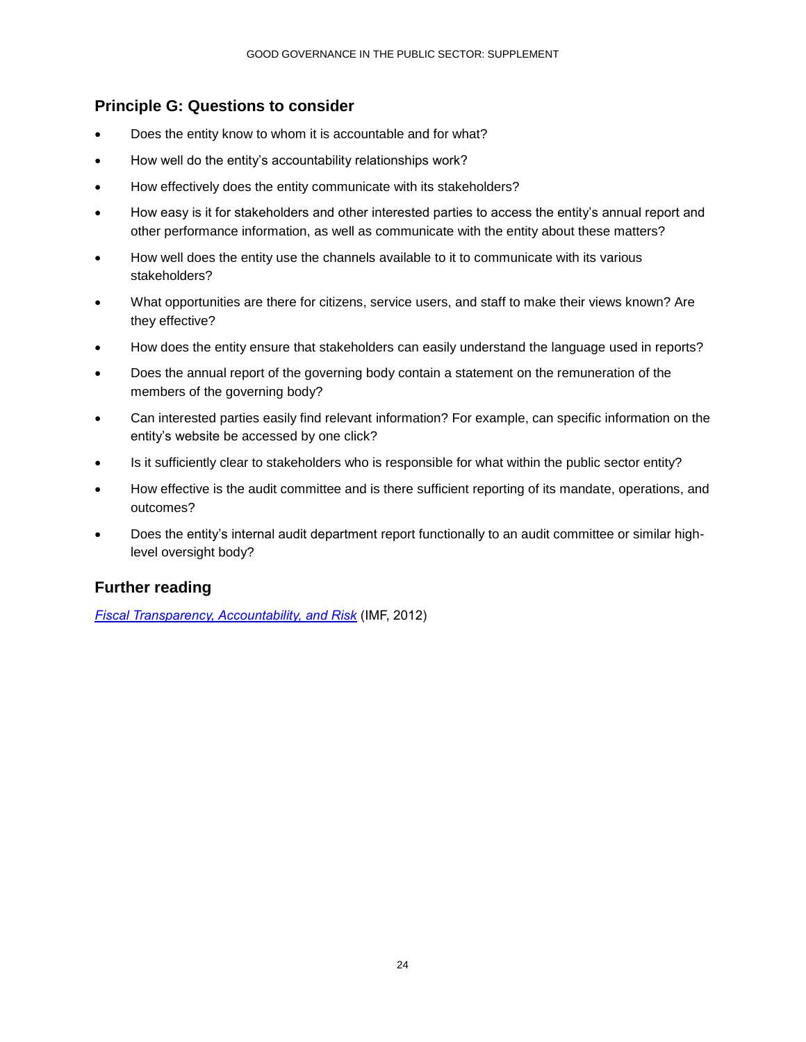## Principle G: Questions to consider

- Does the entity know to whom it is accountable and for what?
- How well do the entity's accountability relationships work?
- How effectively does the entity communicate with its stakeholders?
- How easy is it for stakeholders and other interested parties to access the entity's annual report and other performance information, as well as communicate with the entity about these matters?
- How well does the entity use the channels available to it to communicate with its various stakeholders?
- What opportunities are there for citizens, service users, and staff to make their views known? Are they effective?
- How does the entity ensure that stakeholders can easily understand the language used in reports?
- Does the annual report of the governing body contain a statement on the remuneration of the members of the governing body?
- Can interested parties easily find relevant information? For example, can specific information on the entity's website be accessed by one click?
- Is it sufficiently clear to stakeholders who is responsible for what within the public sector entity?
- How effective is the audit committee and is there sufficient reporting of its mandate, operations, and outcomes?
- Does the entity's internal audit department report functionally to an audit committee or similar high-level oversight body?

## Further reading

*Fiscal Transparency, Accountability, and Risk* (IMF, 2012)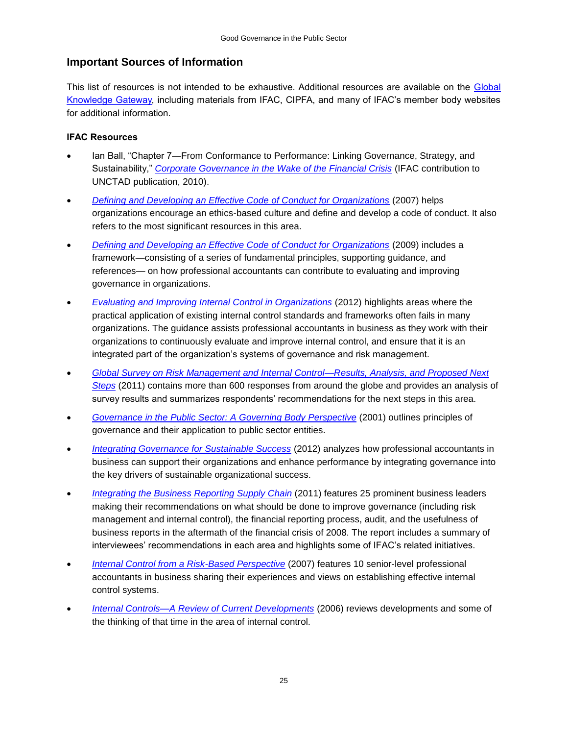## Important Sources of Information

This list of resources is not intended to be exhaustive. Additional resources are available on the Global Knowledge Gateway, including materials from IFAC, CIPFA, and many of IFAC's member body websites for additional information.

### IFAC Resources

- Ian Ball, "Chapter 7—From Conformance to Performance: Linking Governance, Strategy, and Sustainability," *Corporate Governance in the Wake of the Financial Crisis* (IFAC contribution to UNCTAD publication, 2010).
- *Defining and Developing an Effective Code of Conduct for Organizations* (2007) helps organizations encourage an ethics-based culture and define and develop a code of conduct. It also refers to the most significant resources in this area.
- *Defining and Developing an Effective Code of Conduct for Organizations* (2009) includes a framework—consisting of a series of fundamental principles, supporting guidance, and references— on how professional accountants can contribute to evaluating and improving governance in organizations.
- *Evaluating and Improving Internal Control in Organizations* (2012) highlights areas where the practical application of existing internal control standards and frameworks often fails in many organizations. The guidance assists professional accountants in business as they work with their organizations to continuously evaluate and improve internal control, and ensure that it is an integrated part of the organization's systems of governance and risk management.
- *Global Survey on Risk Management and Internal Control—Results, Analysis, and Proposed Next Steps* (2011) contains more than 600 responses from around the globe and provides an analysis of survey results and summarizes respondents' recommendations for the next steps in this area.
- *Governance in the Public Sector: A Governing Body Perspective* (2001) outlines principles of governance and their application to public sector entities.
- *Integrating Governance for Sustainable Success* (2012) analyzes how professional accountants in business can support their organizations and enhance performance by integrating governance into the key drivers of sustainable organizational success.
- *Integrating the Business Reporting Supply Chain* (2011) features 25 prominent business leaders making their recommendations on what should be done to improve governance (including risk management and internal control), the financial reporting process, audit, and the usefulness of business reports in the aftermath of the financial crisis of 2008. The report includes a summary of interviewees' recommendations in each area and highlights some of IFAC's related initiatives.
- *Internal Control from a Risk-Based Perspective* (2007) features 10 senior-level professional accountants in business sharing their experiences and views on establishing effective internal control systems.
- *Internal Controls—A Review of Current Developments* (2006) reviews developments and some of the thinking of that time in the area of internal control.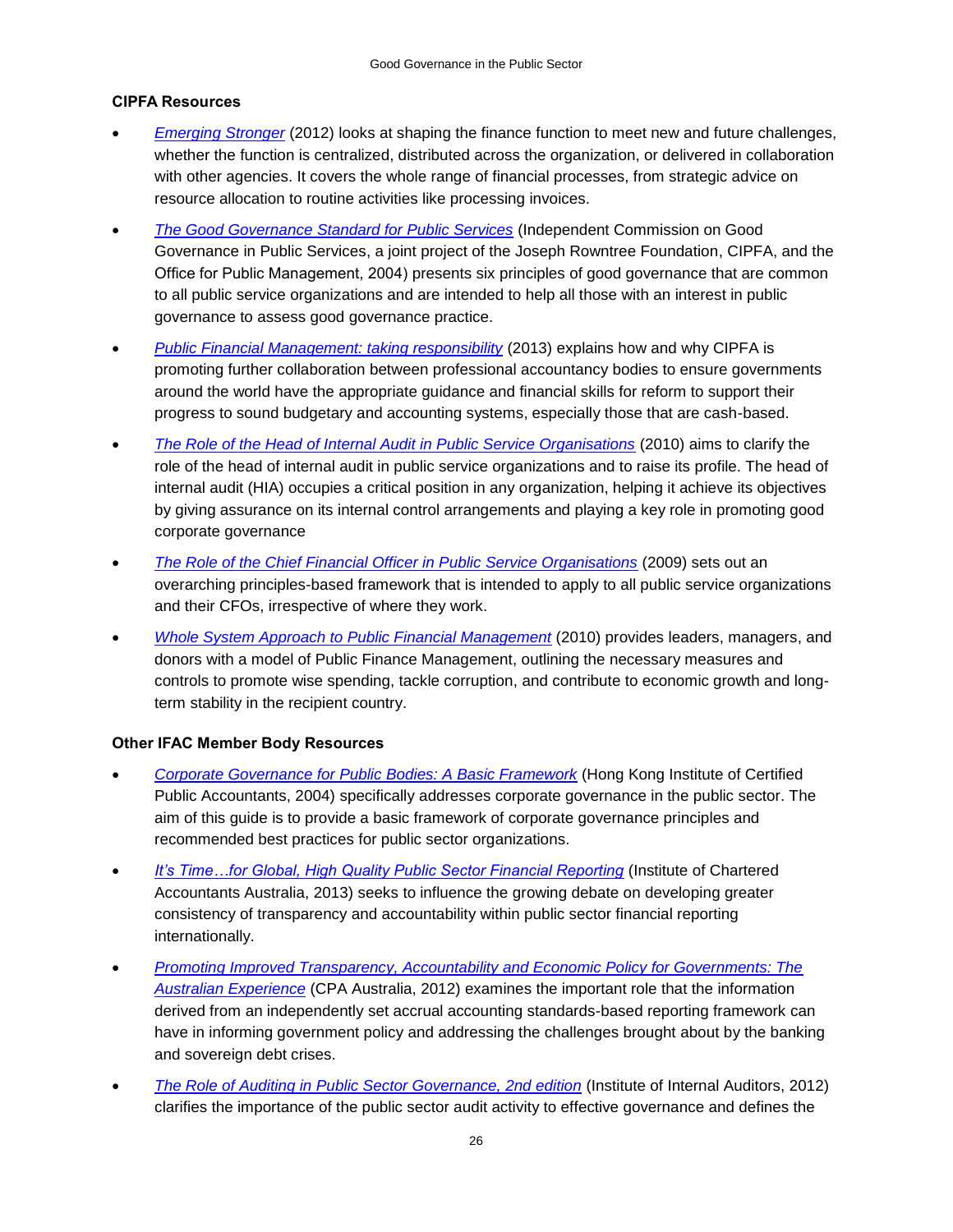### CIPFA Resources

- *Emerging Stronger* (2012) looks at shaping the finance function to meet new and future challenges, whether the function is centralized, distributed across the organization, or delivered in collaboration with other agencies. It covers the whole range of financial processes, from strategic advice on resource allocation to routine activities like processing invoices.
- *The Good Governance Standard for Public Services* (Independent Commission on Good Governance in Public Services, a joint project of the Joseph Rowntree Foundation, CIPFA, and the Office for Public Management, 2004) presents six principles of good governance that are common to all public service organizations and are intended to help all those with an interest in public governance to assess good governance practice.
- *Public Financial Management: taking responsibility* (2013) explains how and why CIPFA is promoting further collaboration between professional accountancy bodies to ensure governments around the world have the appropriate guidance and financial skills for reform to support their progress to sound budgetary and accounting systems, especially those that are cash-based.
- *The Role of the Head of Internal Audit in Public Service Organisations* (2010) aims to clarify the role of the head of internal audit in public service organizations and to raise its profile. The head of internal audit (HIA) occupies a critical position in any organization, helping it achieve its objectives by giving assurance on its internal control arrangements and playing a key role in promoting good corporate governance
- *The Role of the Chief Financial Officer in Public Service Organisations* (2009) sets out an overarching principles-based framework that is intended to apply to all public service organizations and their CFOs, irrespective of where they work.
- *Whole System Approach to Public Financial Management* (2010) provides leaders, managers, and donors with a model of Public Finance Management, outlining the necessary measures and controls to promote wise spending, tackle corruption, and contribute to economic growth and long-term stability in the recipient country.

### Other IFAC Member Body Resources

- *Corporate Governance for Public Bodies: A Basic Framework* (Hong Kong Institute of Certified Public Accountants, 2004) specifically addresses corporate governance in the public sector. The aim of this guide is to provide a basic framework of corporate governance principles and recommended best practices for public sector organizations.
- *It's Time…for Global, High Quality Public Sector Financial Reporting* (Institute of Chartered Accountants Australia, 2013) seeks to influence the growing debate on developing greater consistency of transparency and accountability within public sector financial reporting internationally.
- *Promoting Improved Transparency, Accountability and Economic Policy for Governments: The Australian Experience* (CPA Australia, 2012) examines the important role that the information derived from an independently set accrual accounting standards-based reporting framework can have in informing government policy and addressing the challenges brought about by the banking and sovereign debt crises.
- *The Role of Auditing in Public Sector Governance, 2nd edition* (Institute of Internal Auditors, 2012) clarifies the importance of the public sector audit activity to effective governance and defines the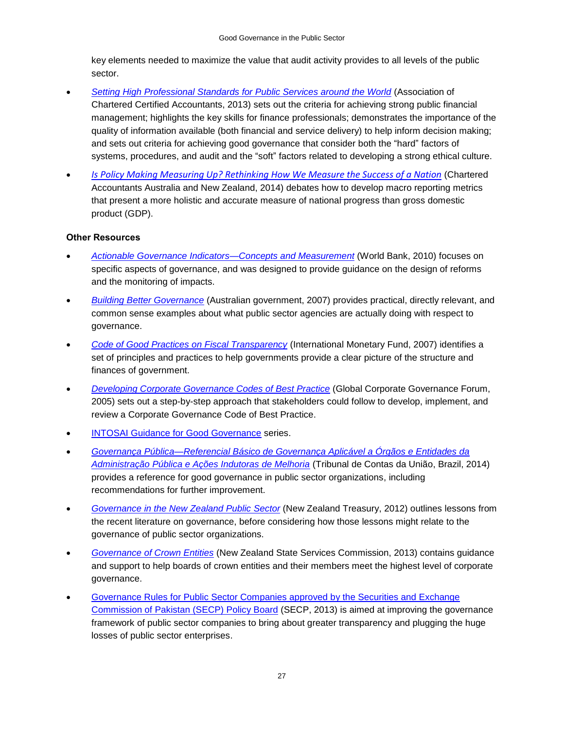key elements needed to maximize the value that audit activity provides to all levels of the public sector.

- *Setting High Professional Standards for Public Services around the World* (Association of Chartered Certified Accountants, 2013) sets out the criteria for achieving strong public financial management; highlights the key skills for finance professionals; demonstrates the importance of the quality of information available (both financial and service delivery) to help inform decision making; and sets out criteria for achieving good governance that consider both the “hard” factors of systems, procedures, and audit and the “soft” factors related to developing a strong ethical culture.
- *Is Policy Making Measuring Up? Rethinking How We Measure the Success of a Nation* (Chartered Accountants Australia and New Zealand, 2014) debates how to develop macro reporting metrics that present a more holistic and accurate measure of national progress than gross domestic product (GDP).

**Other Resources**

- *Actionable Governance Indicators—Concepts and Measurement* (World Bank, 2010) focuses on specific aspects of governance, and was designed to provide guidance on the design of reforms and the monitoring of impacts.
- *Building Better Governance* (Australian government, 2007) provides practical, directly relevant, and common sense examples about what public sector agencies are actually doing with respect to governance.
- *Code of Good Practices on Fiscal Transparency* (International Monetary Fund, 2007) identifies a set of principles and practices to help governments provide a clear picture of the structure and finances of government.
- *Developing Corporate Governance Codes of Best Practice* (Global Corporate Governance Forum, 2005) sets out a step-by-step approach that stakeholders could follow to develop, implement, and review a Corporate Governance Code of Best Practice.
- INTOSAI Guidance for Good Governance series.
- *Governança Pública—Referencial Básico de Governança Aplicável a Órgãos e Entidades da Administração Pública e Ações Indutoras de Melhoria* (Tribunal de Contas da União, Brazil, 2014) provides a reference for good governance in public sector organizations, including recommendations for further improvement.
- *Governance in the New Zealand Public Sector* (New Zealand Treasury, 2012) outlines lessons from the recent literature on governance, before considering how those lessons might relate to the governance of public sector organizations.
- *Governance of Crown Entities* (New Zealand State Services Commission, 2013) contains guidance and support to help boards of crown entities and their members meet the highest level of corporate governance.
- Governance Rules for Public Sector Companies approved by the Securities and Exchange Commission of Pakistan (SECP) Policy Board (SECP, 2013) is aimed at improving the governance framework of public sector companies to bring about greater transparency and plugging the huge losses of public sector enterprises.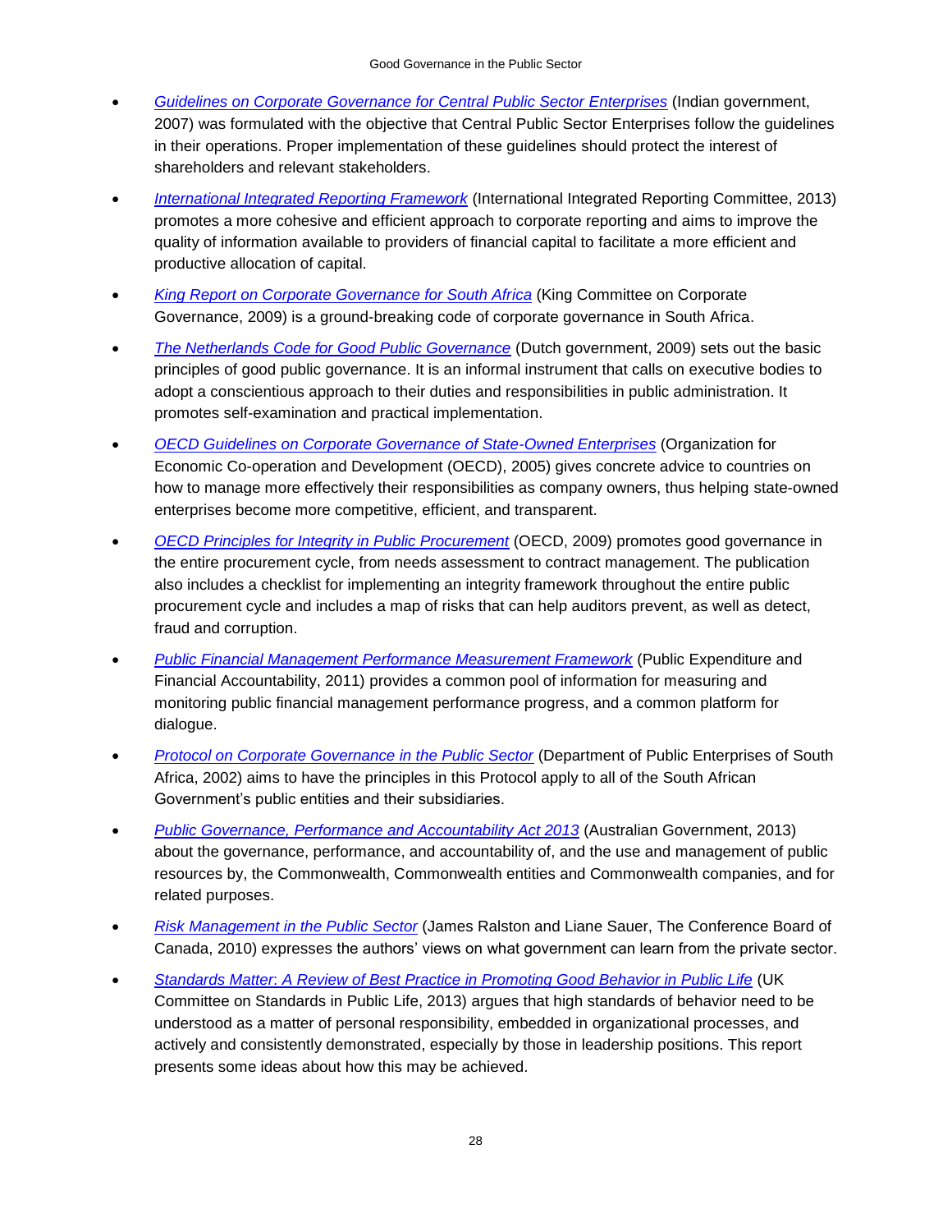- *Guidelines on Corporate Governance for Central Public Sector Enterprises* (Indian government, 2007) was formulated with the objective that Central Public Sector Enterprises follow the guidelines in their operations. Proper implementation of these guidelines should protect the interest of shareholders and relevant stakeholders.
- *International Integrated Reporting Framework* (International Integrated Reporting Committee, 2013) promotes a more cohesive and efficient approach to corporate reporting and aims to improve the quality of information available to providers of financial capital to facilitate a more efficient and productive allocation of capital.
- *King Report on Corporate Governance for South Africa* (King Committee on Corporate Governance, 2009) is a ground-breaking code of corporate governance in South Africa.
- *The Netherlands Code for Good Public Governance* (Dutch government, 2009) sets out the basic principles of good public governance. It is an informal instrument that calls on executive bodies to adopt a conscientious approach to their duties and responsibilities in public administration. It promotes self-examination and practical implementation.
- *OECD Guidelines on Corporate Governance of State-Owned Enterprises* (Organization for Economic Co-operation and Development (OECD), 2005) gives concrete advice to countries on how to manage more effectively their responsibilities as company owners, thus helping state-owned enterprises become more competitive, efficient, and transparent.
- *OECD Principles for Integrity in Public Procurement* (OECD, 2009) promotes good governance in the entire procurement cycle, from needs assessment to contract management. The publication also includes a checklist for implementing an integrity framework throughout the entire public procurement cycle and includes a map of risks that can help auditors prevent, as well as detect, fraud and corruption.
- *Public Financial Management Performance Measurement Framework* (Public Expenditure and Financial Accountability, 2011) provides a common pool of information for measuring and monitoring public financial management performance progress, and a common platform for dialogue.
- *Protocol on Corporate Governance in the Public Sector* (Department of Public Enterprises of South Africa, 2002) aims to have the principles in this Protocol apply to all of the South African Government's public entities and their subsidiaries.
- *Public Governance, Performance and Accountability Act 2013* (Australian Government, 2013) about the governance, performance, and accountability of, and the use and management of public resources by, the Commonwealth, Commonwealth entities and Commonwealth companies, and for related purposes.
- *Risk Management in the Public Sector* (James Ralston and Liane Sauer, The Conference Board of Canada, 2010) expresses the authors' views on what government can learn from the private sector.
- *Standards Matter: A Review of Best Practice in Promoting Good Behavior in Public Life* (UK Committee on Standards in Public Life, 2013) argues that high standards of behavior need to be understood as a matter of personal responsibility, embedded in organizational processes, and actively and consistently demonstrated, especially by those in leadership positions. This report presents some ideas about how this may be achieved.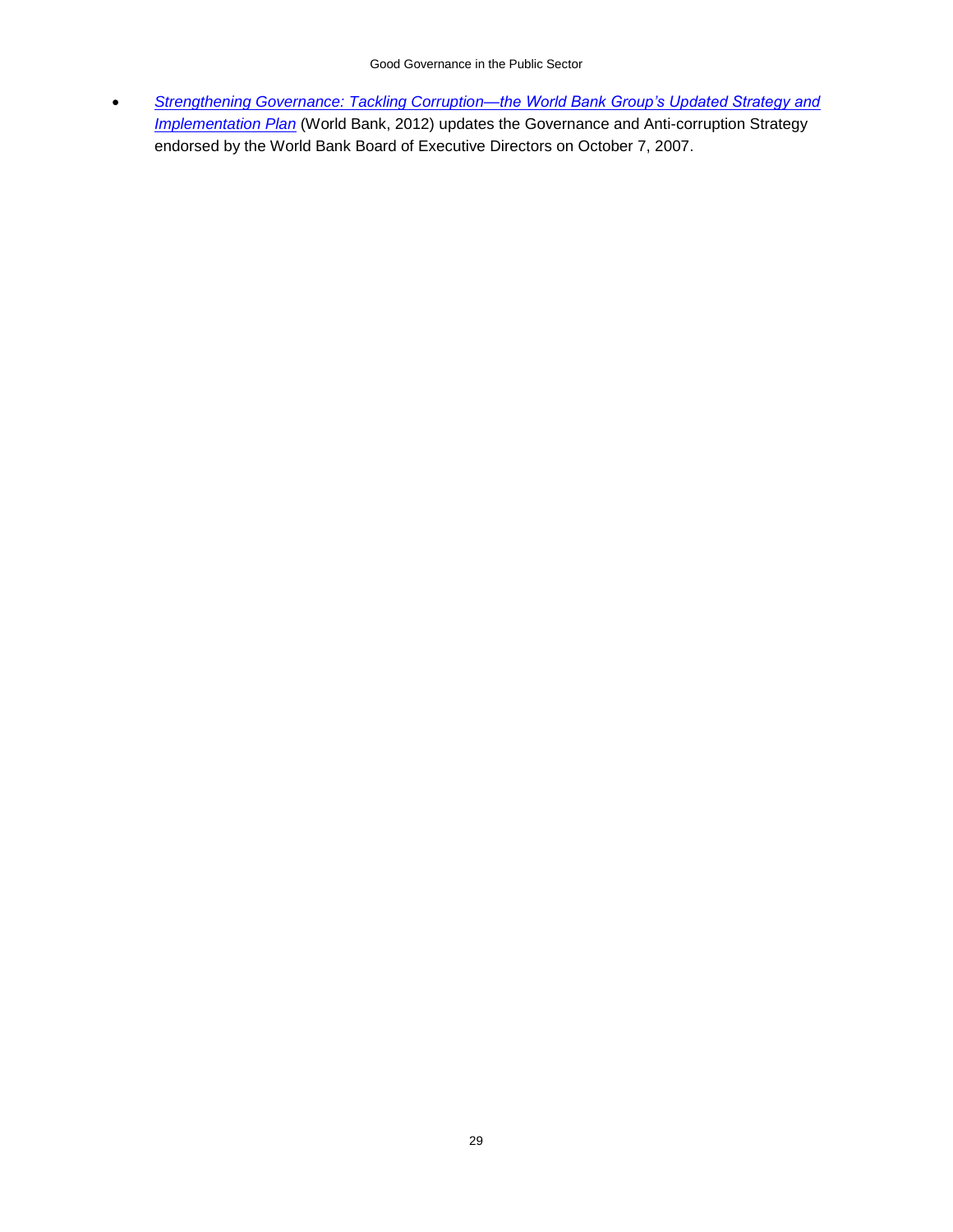- *Strengthening Governance: Tackling Corruption—the World Bank Group's Updated Strategy and Implementation Plan* (World Bank, 2012) updates the Governance and Anti-corruption Strategy endorsed by the World Bank Board of Executive Directors on October 7, 2007.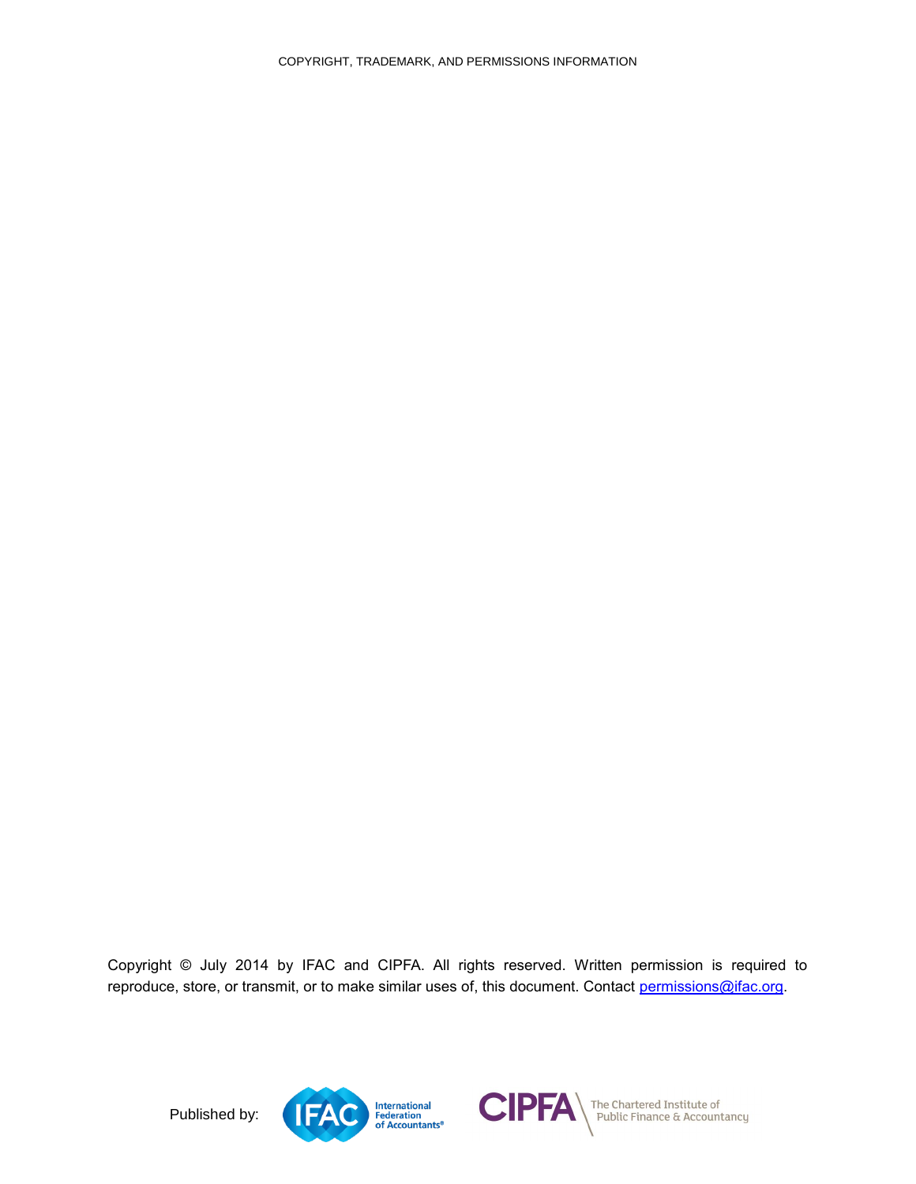COPYRIGHT, TRADEMARK, AND PERMISSIONS INFORMATION

Copyright © July 2014 by IFAC and CIPFA. All rights reserved. Written permission is required to reproduce, store, or transmit, or to make similar uses of, this document. Contact [permissions@ifac.org](mailto:permissions@ifac.org).

Published by: International Federation of Accountants® — CIPFA The Chartered Institute of Public Finance & Accountancy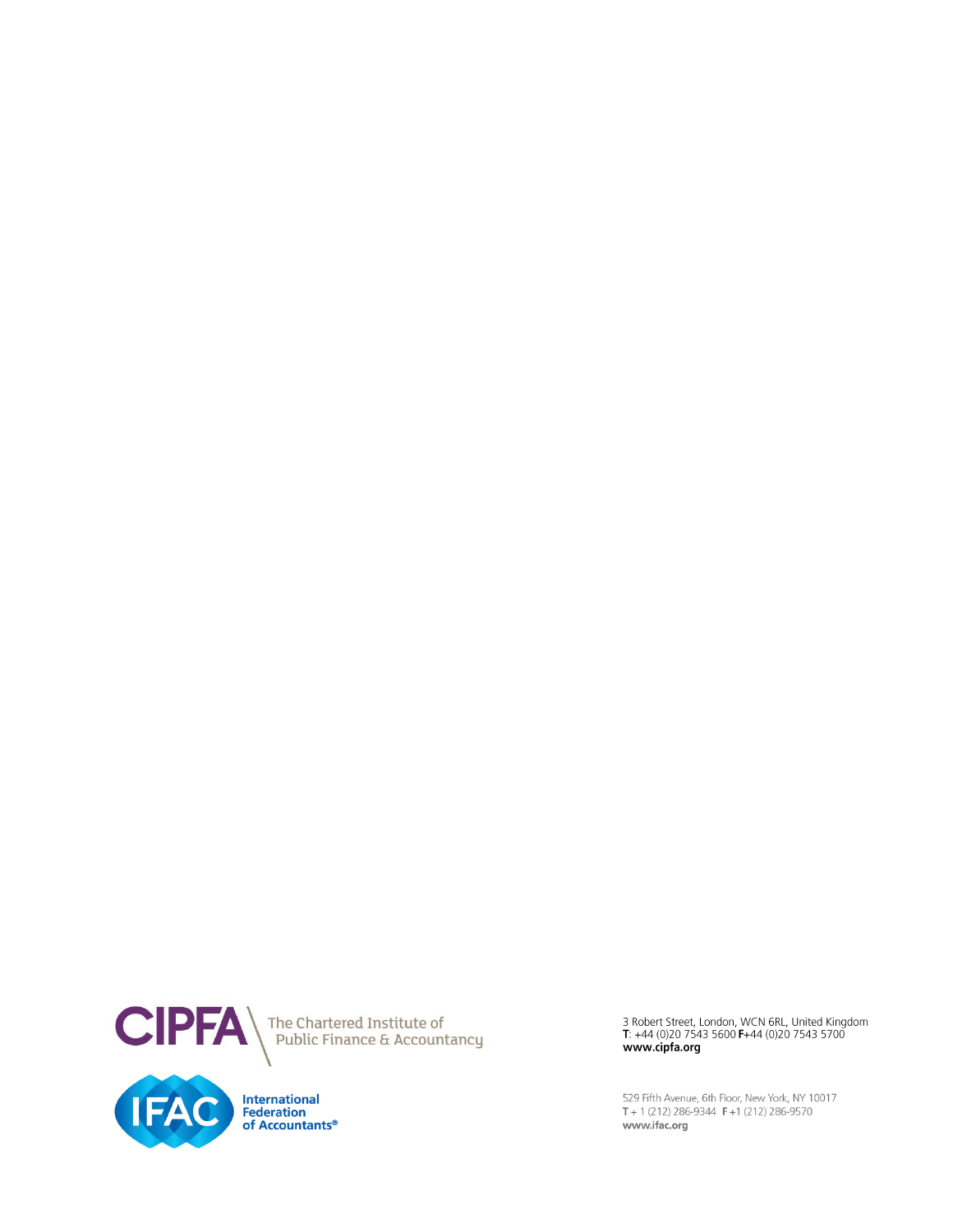CIPFA The Chartered Institute of Public Finance & Accountancy

3 Robert Street, London, WCN 6RL, United Kingdom
**T**: +44 (0)20 7543 5600 **F**+44 (0)20 7543 5700
**www.cipfa.org**

IFAC International Federation of Accountants®

529 Fifth Avenue, 6th Floor, New York, NY 10017
**T** + 1 (212) 286-9344 **F** +1 (212) 286-9570
**www.ifac.org**